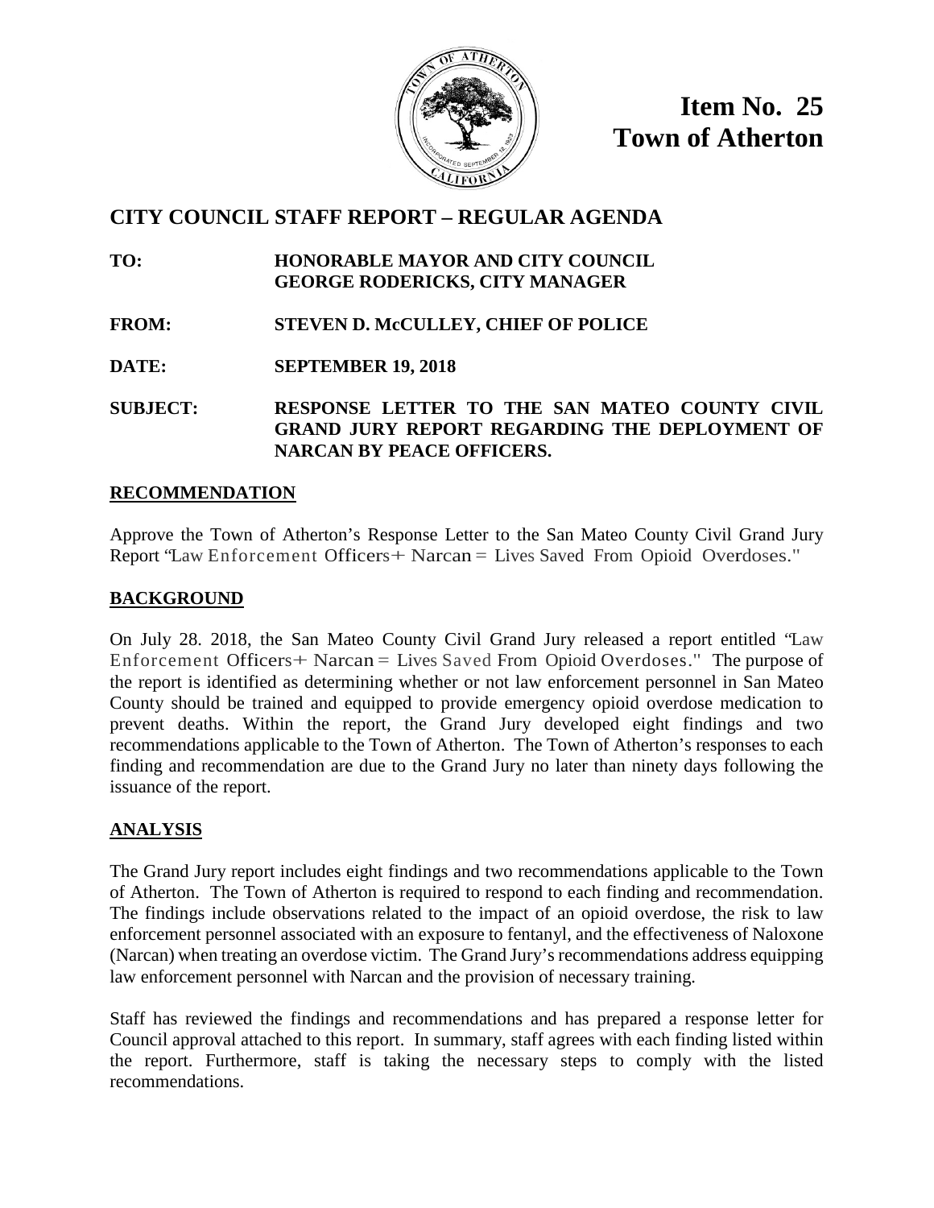**Item No. 25**
**Town of Atherton**

# CITY COUNCIL STAFF REPORT – REGULAR AGENDA

**TO:** **HONORABLE MAYOR AND CITY COUNCIL**
**GEORGE RODERICKS, CITY MANAGER**

**FROM:** **STEVEN D. McCULLEY, CHIEF OF POLICE**

**DATE:** **SEPTEMBER 19, 2018**

**SUBJECT:** **RESPONSE LETTER TO THE SAN MATEO COUNTY CIVIL GRAND JURY REPORT REGARDING THE DEPLOYMENT OF NARCAN BY PEACE OFFICERS.**

## RECOMMENDATION

Approve the Town of Atherton's Response Letter to the San Mateo County Civil Grand Jury Report "Law Enforcement Officers+ Narcan = Lives Saved From Opioid Overdoses."

## BACKGROUND

On July 28. 2018, the San Mateo County Civil Grand Jury released a report entitled "Law Enforcement Officers+ Narcan = Lives Saved From Opioid Overdoses." The purpose of the report is identified as determining whether or not law enforcement personnel in San Mateo County should be trained and equipped to provide emergency opioid overdose medication to prevent deaths. Within the report, the Grand Jury developed eight findings and two recommendations applicable to the Town of Atherton. The Town of Atherton's responses to each finding and recommendation are due to the Grand Jury no later than ninety days following the issuance of the report.

## ANALYSIS

The Grand Jury report includes eight findings and two recommendations applicable to the Town of Atherton. The Town of Atherton is required to respond to each finding and recommendation. The findings include observations related to the impact of an opioid overdose, the risk to law enforcement personnel associated with an exposure to fentanyl, and the effectiveness of Naloxone (Narcan) when treating an overdose victim. The Grand Jury's recommendations address equipping law enforcement personnel with Narcan and the provision of necessary training.

Staff has reviewed the findings and recommendations and has prepared a response letter for Council approval attached to this report. In summary, staff agrees with each finding listed within the report. Furthermore, staff is taking the necessary steps to comply with the listed recommendations.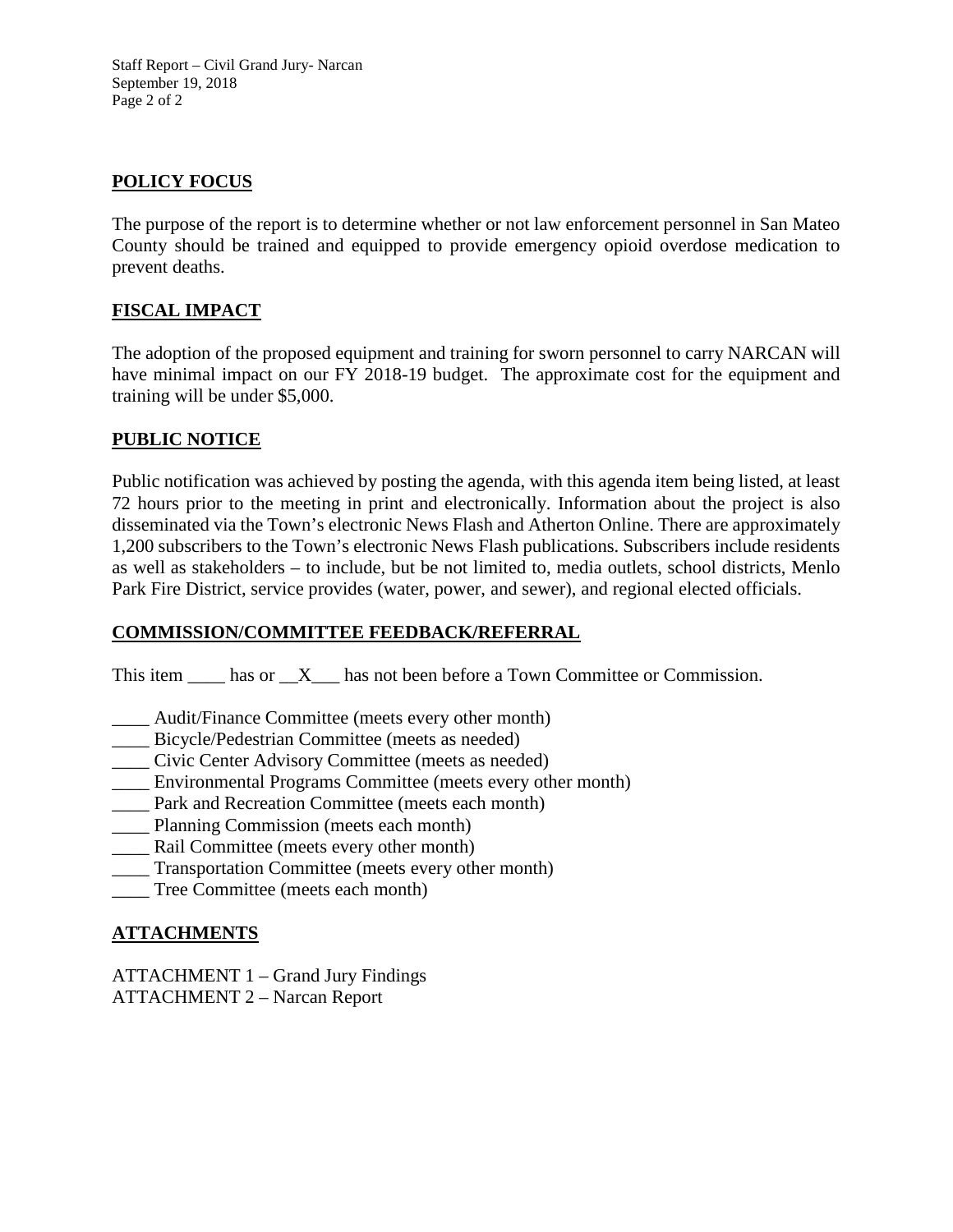## POLICY FOCUS

The purpose of the report is to determine whether or not law enforcement personnel in San Mateo County should be trained and equipped to provide emergency opioid overdose medication to prevent deaths.

## FISCAL IMPACT

The adoption of the proposed equipment and training for sworn personnel to carry NARCAN will have minimal impact on our FY 2018-19 budget. The approximate cost for the equipment and training will be under $5,000.

## PUBLIC NOTICE

Public notification was achieved by posting the agenda, with this agenda item being listed, at least 72 hours prior to the meeting in print and electronically. Information about the project is also disseminated via the Town's electronic News Flash and Atherton Online. There are approximately 1,200 subscribers to the Town's electronic News Flash publications. Subscribers include residents as well as stakeholders – to include, but be not limited to, media outlets, school districts, Menlo Park Fire District, service provides (water, power, and sewer), and regional elected officials.

## COMMISSION/COMMITTEE FEEDBACK/REFERRAL

This item ____ has or __X___ has not been before a Town Committee or Commission.

____ Audit/Finance Committee (meets every other month)
____ Bicycle/Pedestrian Committee (meets as needed)
____ Civic Center Advisory Committee (meets as needed)
____ Environmental Programs Committee (meets every other month)
____ Park and Recreation Committee (meets each month)
____ Planning Commission (meets each month)
____ Rail Committee (meets every other month)
____ Transportation Committee (meets every other month)
____ Tree Committee (meets each month)

## ATTACHMENTS

ATTACHMENT 1 – Grand Jury Findings
ATTACHMENT 2 – Narcan Report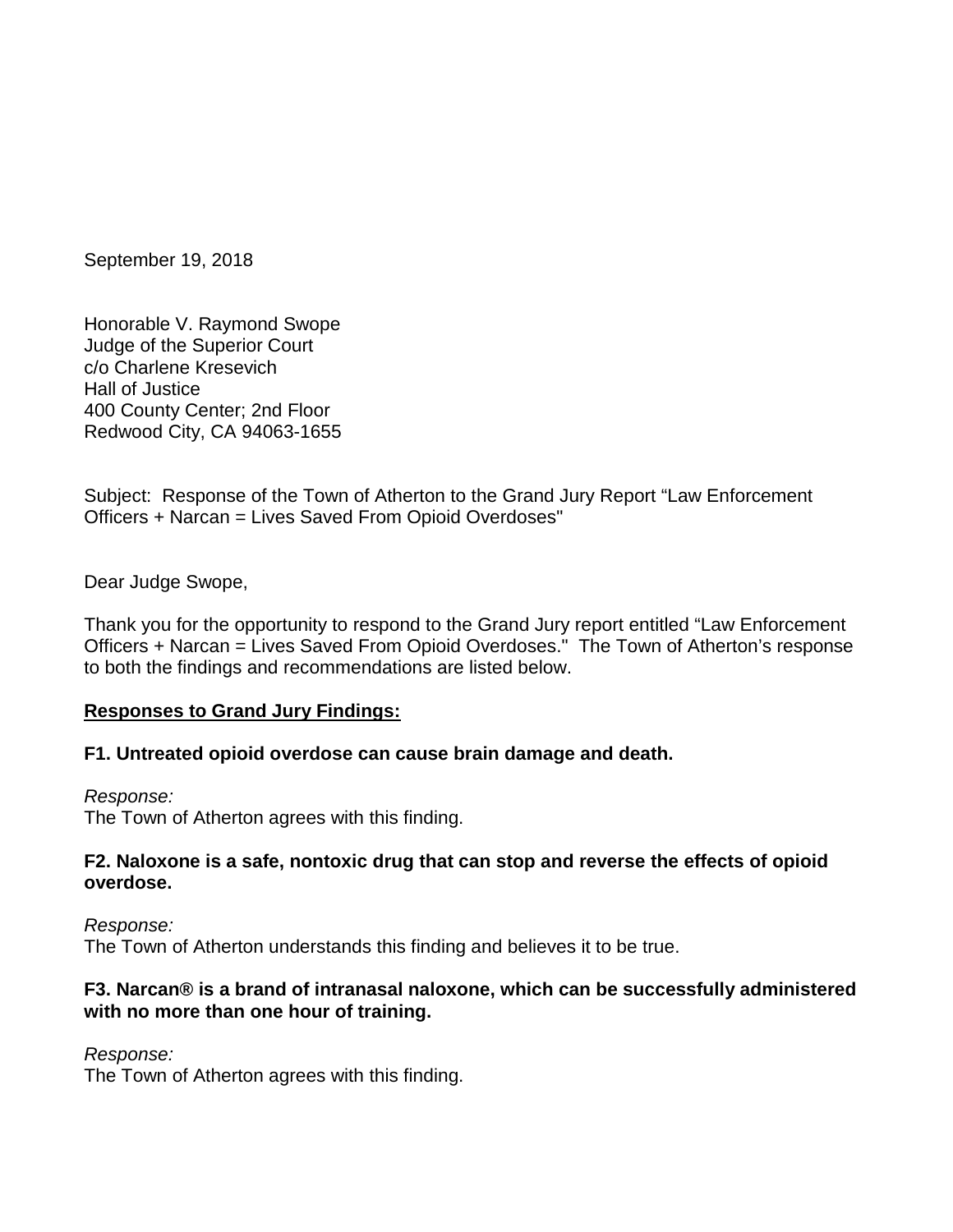September 19, 2018

Honorable V. Raymond Swope
Judge of the Superior Court
c/o Charlene Kresevich
Hall of Justice
400 County Center; 2nd Floor
Redwood City, CA 94063-1655

Subject: Response of the Town of Atherton to the Grand Jury Report "Law Enforcement Officers + Narcan = Lives Saved From Opioid Overdoses"

Dear Judge Swope,

Thank you for the opportunity to respond to the Grand Jury report entitled "Law Enforcement Officers + Narcan = Lives Saved From Opioid Overdoses." The Town of Atherton's response to both the findings and recommendations are listed below.

**<u>Responses to Grand Jury Findings:</u>**

**F1. Untreated opioid overdose can cause brain damage and death.**

*Response:*
The Town of Atherton agrees with this finding.

**F2. Naloxone is a safe, nontoxic drug that can stop and reverse the effects of opioid overdose.**

*Response:*
The Town of Atherton understands this finding and believes it to be true.

**F3. Narcan® is a brand of intranasal naloxone, which can be successfully administered with no more than one hour of training.**

*Response:*
The Town of Atherton agrees with this finding.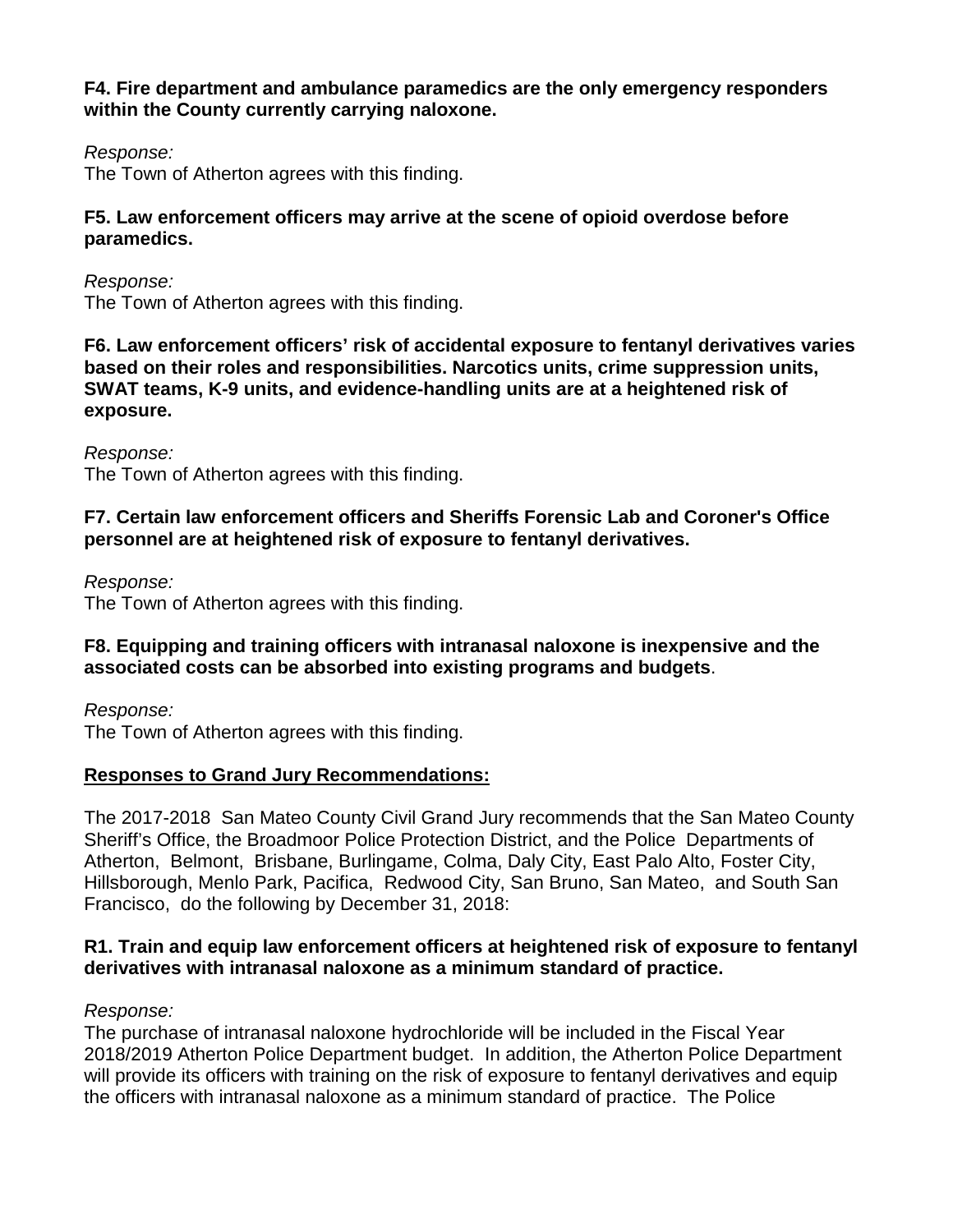**F4. Fire department and ambulance paramedics are the only emergency responders within the County currently carrying naloxone.**

*Response:*
The Town of Atherton agrees with this finding.

**F5. Law enforcement officers may arrive at the scene of opioid overdose before paramedics.**

*Response:*
The Town of Atherton agrees with this finding.

**F6. Law enforcement officers' risk of accidental exposure to fentanyl derivatives varies based on their roles and responsibilities. Narcotics units, crime suppression units, SWAT teams, K-9 units, and evidence-handling units are at a heightened risk of exposure.**

*Response:*
The Town of Atherton agrees with this finding.

**F7. Certain law enforcement officers and Sheriffs Forensic Lab and Coroner's Office personnel are at heightened risk of exposure to fentanyl derivatives.**

*Response:*
The Town of Atherton agrees with this finding.

**F8. Equipping and training officers with intranasal naloxone is inexpensive and the associated costs can be absorbed into existing programs and budgets**.

*Response:*
The Town of Atherton agrees with this finding.

**Responses to Grand Jury Recommendations:**

The 2017-2018 San Mateo County Civil Grand Jury recommends that the San Mateo County Sheriff's Office, the Broadmoor Police Protection District, and the Police Departments of Atherton, Belmont, Brisbane, Burlingame, Colma, Daly City, East Palo Alto, Foster City, Hillsborough, Menlo Park, Pacifica, Redwood City, San Bruno, San Mateo, and South San Francisco, do the following by December 31, 2018:

**R1. Train and equip law enforcement officers at heightened risk of exposure to fentanyl derivatives with intranasal naloxone as a minimum standard of practice.**

*Response:*
The purchase of intranasal naloxone hydrochloride will be included in the Fiscal Year 2018/2019 Atherton Police Department budget. In addition, the Atherton Police Department will provide its officers with training on the risk of exposure to fentanyl derivatives and equip the officers with intranasal naloxone as a minimum standard of practice. The Police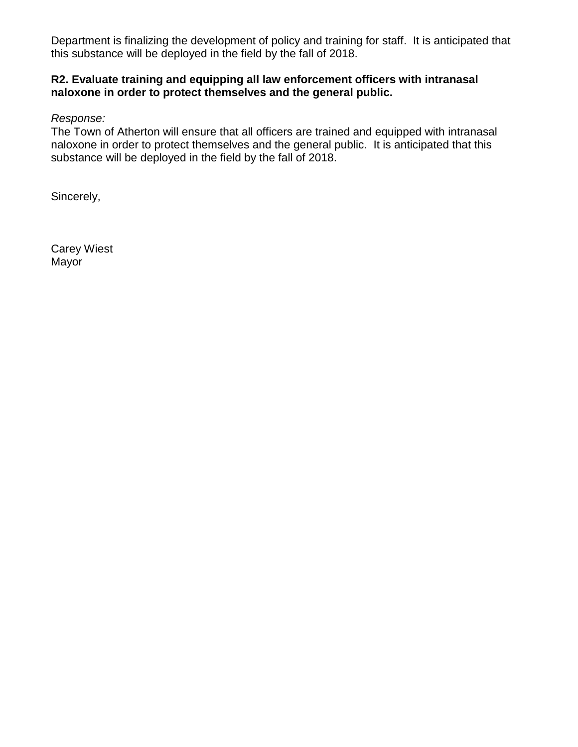Department is finalizing the development of policy and training for staff. It is anticipated that this substance will be deployed in the field by the fall of 2018.

**R2. Evaluate training and equipping all law enforcement officers with intranasal naloxone in order to protect themselves and the general public.**

*Response:*
The Town of Atherton will ensure that all officers are trained and equipped with intranasal naloxone in order to protect themselves and the general public. It is anticipated that this substance will be deployed in the field by the fall of 2018.

Sincerely,

Carey Wiest
Mayor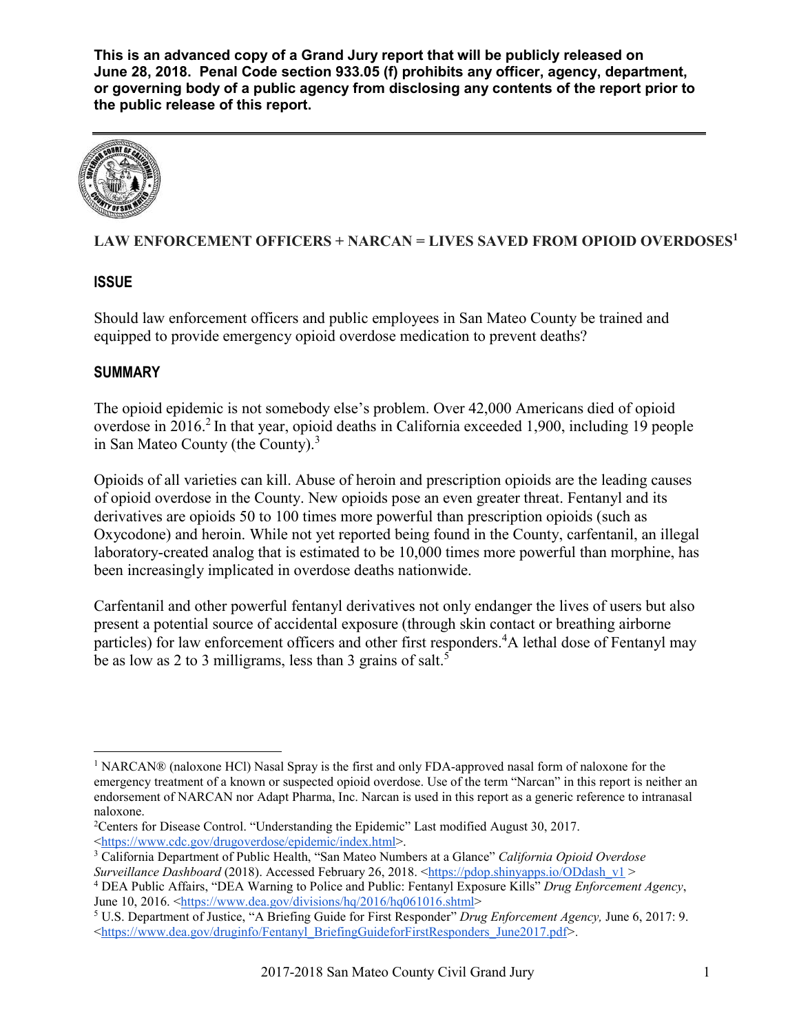**This is an advanced copy of a Grand Jury report that will be publicly released on June 28, 2018. Penal Code section 933.05 (f) prohibits any officer, agency, department, or governing body of a public agency from disclosing any contents of the report prior to the public release of this report.**

---

**LAW ENFORCEMENT OFFICERS + NARCAN = LIVES SAVED FROM OPIOID OVERDOSES**[1]

## ISSUE

Should law enforcement officers and public employees in San Mateo County be trained and equipped to provide emergency opioid overdose medication to prevent deaths?

## SUMMARY

The opioid epidemic is not somebody else's problem. Over 42,000 Americans died of opioid overdose in 2016.[2] In that year, opioid deaths in California exceeded 1,900, including 19 people in San Mateo County (the County).[3]

Opioids of all varieties can kill. Abuse of heroin and prescription opioids are the leading causes of opioid overdose in the County. New opioids pose an even greater threat. Fentanyl and its derivatives are opioids 50 to 100 times more powerful than prescription opioids (such as Oxycodone) and heroin. While not yet reported being found in the County, carfentanil, an illegal laboratory-created analog that is estimated to be 10,000 times more powerful than morphine, has been increasingly implicated in overdose deaths nationwide.

Carfentanil and other powerful fentanyl derivatives not only endanger the lives of users but also present a potential source of accidental exposure (through skin contact or breathing airborne particles) for law enforcement officers and other first responders.[4] A lethal dose of Fentanyl may be as low as 2 to 3 milligrams, less than 3 grains of salt.[5]

---

[1] NARCAN® (naloxone HCl) Nasal Spray is the first and only FDA-approved nasal form of naloxone for the emergency treatment of a known or suspected opioid overdose. Use of the term "Narcan" in this report is neither an endorsement of NARCAN nor Adapt Pharma, Inc. Narcan is used in this report as a generic reference to intranasal naloxone.

[2] Centers for Disease Control. "Understanding the Epidemic" Last modified August 30, 2017. <https://www.cdc.gov/drugoverdose/epidemic/index.html>.

[3] California Department of Public Health, "San Mateo Numbers at a Glance" *California Opioid Overdose Surveillance Dashboard* (2018). Accessed February 26, 2018. <https://pdop.shinyapps.io/ODdash_v1 >

[4] DEA Public Affairs, "DEA Warning to Police and Public: Fentanyl Exposure Kills" *Drug Enforcement Agency*, June 10, 2016. <https://www.dea.gov/divisions/hq/2016/hq061016.shtml>

[5] U.S. Department of Justice, "A Briefing Guide for First Responder" *Drug Enforcement Agency,* June 6, 2017: 9. <https://www.dea.gov/druginfo/Fentanyl_BriefingGuideforFirstResponders_June2017.pdf>.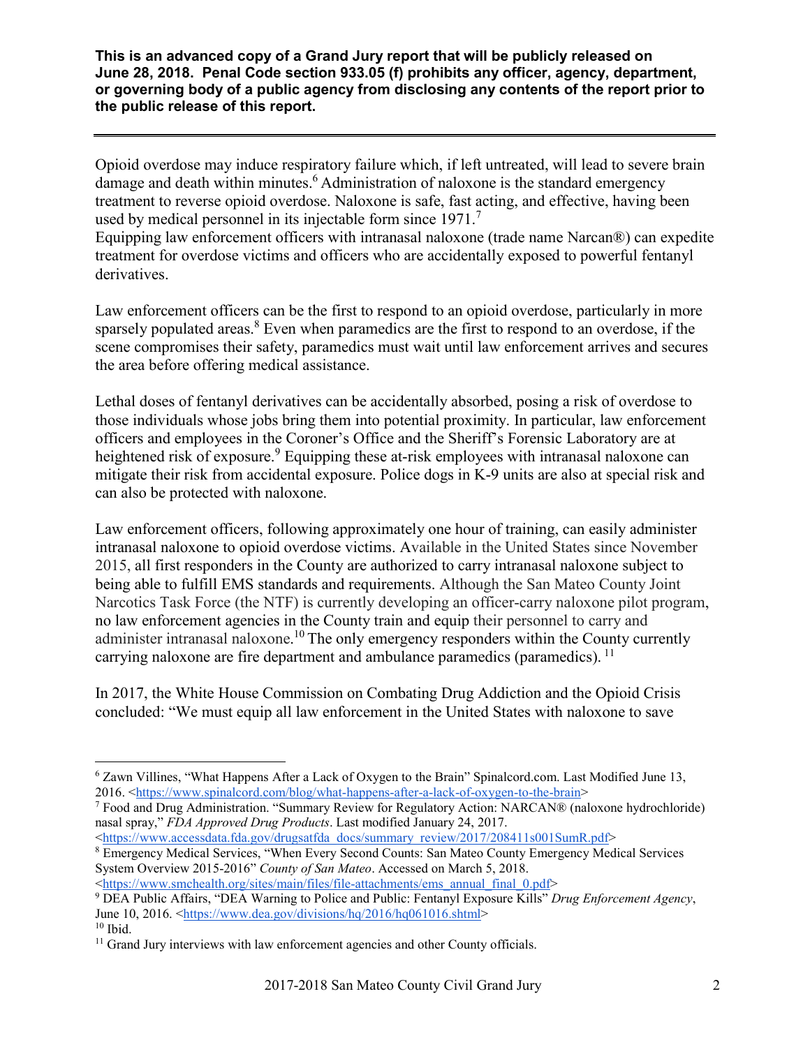**This is an advanced copy of a Grand Jury report that will be publicly released on June 28, 2018. Penal Code section 933.05 (f) prohibits any officer, agency, department, or governing body of a public agency from disclosing any contents of the report prior to the public release of this report.**

---

Opioid overdose may induce respiratory failure which, if left untreated, will lead to severe brain damage and death within minutes.[6] Administration of naloxone is the standard emergency treatment to reverse opioid overdose. Naloxone is safe, fast acting, and effective, having been used by medical personnel in its injectable form since 1971.[7]

Equipping law enforcement officers with intranasal naloxone (trade name Narcan®) can expedite treatment for overdose victims and officers who are accidentally exposed to powerful fentanyl derivatives.

Law enforcement officers can be the first to respond to an opioid overdose, particularly in more sparsely populated areas.[8] Even when paramedics are the first to respond to an overdose, if the scene compromises their safety, paramedics must wait until law enforcement arrives and secures the area before offering medical assistance.

Lethal doses of fentanyl derivatives can be accidentally absorbed, posing a risk of overdose to those individuals whose jobs bring them into potential proximity. In particular, law enforcement officers and employees in the Coroner's Office and the Sheriff's Forensic Laboratory are at heightened risk of exposure.[9] Equipping these at-risk employees with intranasal naloxone can mitigate their risk from accidental exposure. Police dogs in K-9 units are also at special risk and can also be protected with naloxone.

Law enforcement officers, following approximately one hour of training, can easily administer intranasal naloxone to opioid overdose victims. Available in the United States since November 2015, all first responders in the County are authorized to carry intranasal naloxone subject to being able to fulfill EMS standards and requirements. Although the San Mateo County Joint Narcotics Task Force (the NTF) is currently developing an officer-carry naloxone pilot program, no law enforcement agencies in the County train and equip their personnel to carry and administer intranasal naloxone.[10] The only emergency responders within the County currently carrying naloxone are fire department and ambulance paramedics (paramedics). [11]

In 2017, the White House Commission on Combating Drug Addiction and the Opioid Crisis concluded: "We must equip all law enforcement in the United States with naloxone to save

---

[6] Zawn Villines, "What Happens After a Lack of Oxygen to the Brain" Spinalcord.com. Last Modified June 13, 2016. <https://www.spinalcord.com/blog/what-happens-after-a-lack-of-oxygen-to-the-brain>

[7] Food and Drug Administration. "Summary Review for Regulatory Action: NARCAN® (naloxone hydrochloride) nasal spray," *FDA Approved Drug Products*. Last modified January 24, 2017. <https://www.accessdata.fda.gov/drugsatfda_docs/summary_review/2017/208411s001SumR.pdf>

[8] Emergency Medical Services, "When Every Second Counts: San Mateo County Emergency Medical Services System Overview 2015-2016" *County of San Mateo*. Accessed on March 5, 2018. <https://www.smchealth.org/sites/main/files/file-attachments/ems_annual_final_0.pdf>

[9] DEA Public Affairs, "DEA Warning to Police and Public: Fentanyl Exposure Kills" *Drug Enforcement Agency*, June 10, 2016. <https://www.dea.gov/divisions/hq/2016/hq061016.shtml>

[10] Ibid.

[11] Grand Jury interviews with law enforcement agencies and other County officials.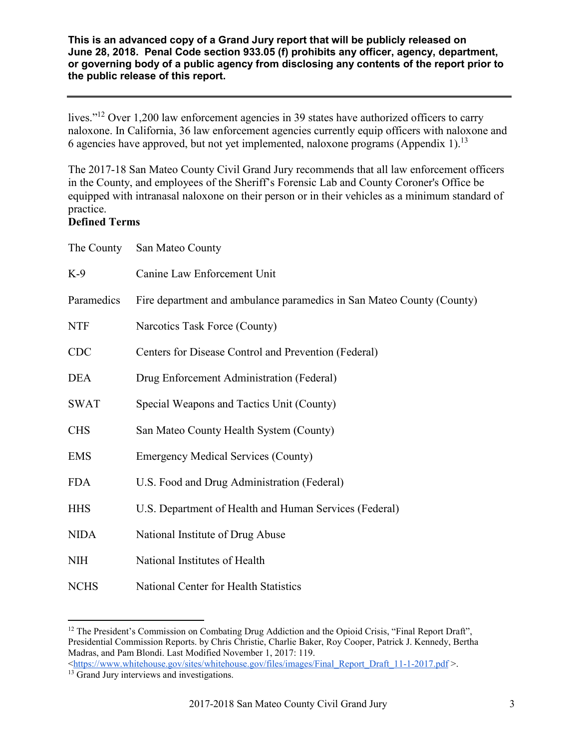**This is an advanced copy of a Grand Jury report that will be publicly released on June 28, 2018. Penal Code section 933.05 (f) prohibits any officer, agency, department, or governing body of a public agency from disclosing any contents of the report prior to the public release of this report.**

lives."[12] Over 1,200 law enforcement agencies in 39 states have authorized officers to carry naloxone. In California, 36 law enforcement agencies currently equip officers with naloxone and 6 agencies have approved, but not yet implemented, naloxone programs (Appendix 1).[13]

The 2017-18 San Mateo County Civil Grand Jury recommends that all law enforcement officers in the County, and employees of the Sheriff's Forensic Lab and County Coroner's Office be equipped with intranasal naloxone on their person or in their vehicles as a minimum standard of practice.

**Defined Terms**

| | |
|---|---|
| The County | San Mateo County |
| K-9 | Canine Law Enforcement Unit |
| Paramedics | Fire department and ambulance paramedics in San Mateo County (County) |
| NTF | Narcotics Task Force (County) |
| CDC | Centers for Disease Control and Prevention (Federal) |
| DEA | Drug Enforcement Administration (Federal) |
| SWAT | Special Weapons and Tactics Unit (County) |
| CHS | San Mateo County Health System (County) |
| EMS | Emergency Medical Services (County) |
| FDA | U.S. Food and Drug Administration (Federal) |
| HHS | U.S. Department of Health and Human Services (Federal) |
| NIDA | National Institute of Drug Abuse |
| NIH | National Institutes of Health |
| NCHS | National Center for Health Statistics |

---

[12] The President's Commission on Combating Drug Addiction and the Opioid Crisis, "Final Report Draft", Presidential Commission Reports. by Chris Christie, Charlie Baker, Roy Cooper, Patrick J. Kennedy, Bertha Madras, and Pam Blondi. Last Modified November 1, 2017: 119. <https://www.whitehouse.gov/sites/whitehouse.gov/files/images/Final_Report_Draft_11-1-2017.pdf >.

[13] Grand Jury interviews and investigations.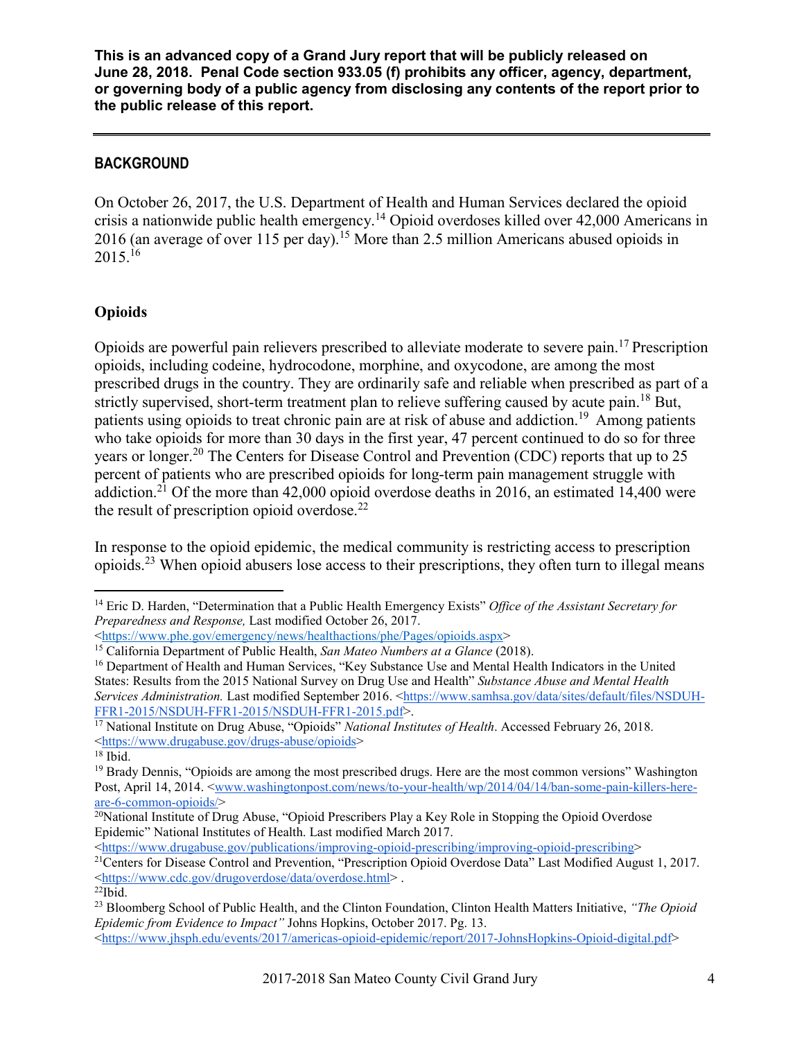**This is an advanced copy of a Grand Jury report that will be publicly released on June 28, 2018. Penal Code section 933.05 (f) prohibits any officer, agency, department, or governing body of a public agency from disclosing any contents of the report prior to the public release of this report.**

## BACKGROUND

On October 26, 2017, the U.S. Department of Health and Human Services declared the opioid crisis a nationwide public health emergency.[14] Opioid overdoses killed over 42,000 Americans in 2016 (an average of over 115 per day).[15] More than 2.5 million Americans abused opioids in 2015.[16]

### Opioids

Opioids are powerful pain relievers prescribed to alleviate moderate to severe pain.[17] Prescription opioids, including codeine, hydrocodone, morphine, and oxycodone, are among the most prescribed drugs in the country. They are ordinarily safe and reliable when prescribed as part of a strictly supervised, short-term treatment plan to relieve suffering caused by acute pain.[18] But, patients using opioids to treat chronic pain are at risk of abuse and addiction.[19] Among patients who take opioids for more than 30 days in the first year, 47 percent continued to do so for three years or longer.[20] The Centers for Disease Control and Prevention (CDC) reports that up to 25 percent of patients who are prescribed opioids for long-term pain management struggle with addiction.[21] Of the more than 42,000 opioid overdose deaths in 2016, an estimated 14,400 were the result of prescription opioid overdose.[22]

In response to the opioid epidemic, the medical community is restricting access to prescription opioids.[23] When opioid abusers lose access to their prescriptions, they often turn to illegal means

---

[14] Eric D. Harden, "Determination that a Public Health Emergency Exists" *Office of the Assistant Secretary for Preparedness and Response,* Last modified October 26, 2017. <https://www.phe.gov/emergency/news/healthactions/phe/Pages/opioids.aspx>

[15] California Department of Public Health, *San Mateo Numbers at a Glance* (2018).

[16] Department of Health and Human Services, "Key Substance Use and Mental Health Indicators in the United States: Results from the 2015 National Survey on Drug Use and Health" *Substance Abuse and Mental Health Services Administration.* Last modified September 2016. <https://www.samhsa.gov/data/sites/default/files/NSDUH-FFR1-2015/NSDUH-FFR1-2015/NSDUH-FFR1-2015.pdf>.

[17] National Institute on Drug Abuse, "Opioids" *National Institutes of Health*. Accessed February 26, 2018. <https://www.drugabuse.gov/drugs-abuse/opioids>

[18] Ibid.

[19] Brady Dennis, "Opioids are among the most prescribed drugs. Here are the most common versions" Washington Post, April 14, 2014. <www.washingtonpost.com/news/to-your-health/wp/2014/04/14/ban-some-pain-killers-here-are-6-common-opioids/>

[20] National Institute of Drug Abuse, "Opioid Prescribers Play a Key Role in Stopping the Opioid Overdose Epidemic" National Institutes of Health. Last modified March 2017. <https://www.drugabuse.gov/publications/improving-opioid-prescribing/improving-opioid-prescribing>

[21] Centers for Disease Control and Prevention, "Prescription Opioid Overdose Data" Last Modified August 1, 2017. <https://www.cdc.gov/drugoverdose/data/overdose.html> .

[22] Ibid.

[23] Bloomberg School of Public Health, and the Clinton Foundation, Clinton Health Matters Initiative, *"The Opioid Epidemic from Evidence to Impact"* Johns Hopkins, October 2017. Pg. 13. <https://www.jhsph.edu/events/2017/americas-opioid-epidemic/report/2017-JohnsHopkins-Opioid-digital.pdf>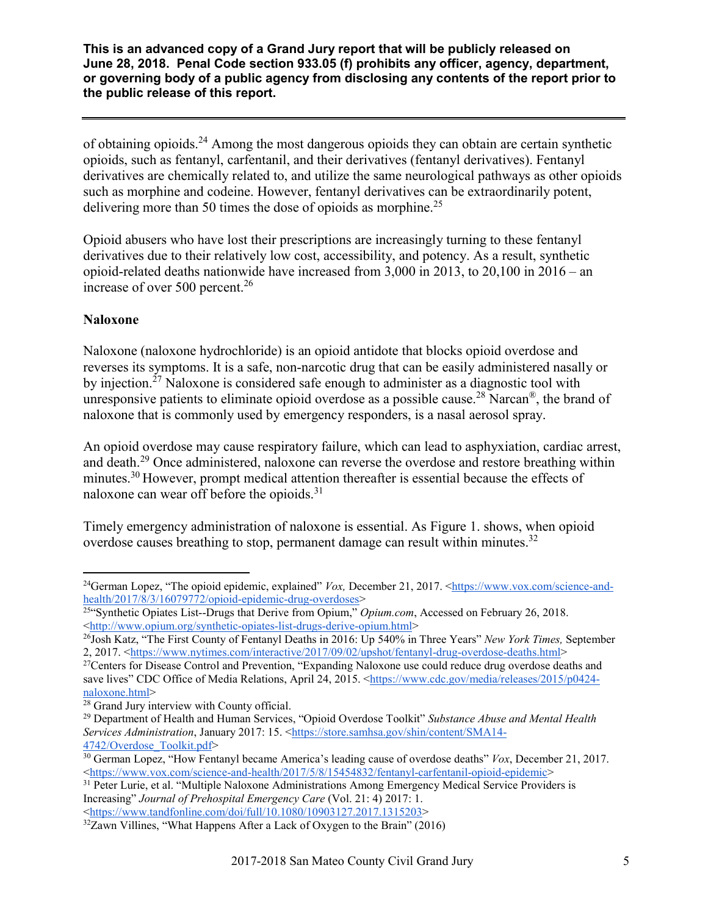of obtaining opioids.[24] Among the most dangerous opioids they can obtain are certain synthetic opioids, such as fentanyl, carfentanil, and their derivatives (fentanyl derivatives). Fentanyl derivatives are chemically related to, and utilize the same neurological pathways as other opioids such as morphine and codeine. However, fentanyl derivatives can be extraordinarily potent, delivering more than 50 times the dose of opioids as morphine.[25]

Opioid abusers who have lost their prescriptions are increasingly turning to these fentanyl derivatives due to their relatively low cost, accessibility, and potency. As a result, synthetic opioid-related deaths nationwide have increased from 3,000 in 2013, to 20,100 in 2016 – an increase of over 500 percent.[26]

**Naloxone**

Naloxone (naloxone hydrochloride) is an opioid antidote that blocks opioid overdose and reverses its symptoms. It is a safe, non-narcotic drug that can be easily administered nasally or by injection.[27] Naloxone is considered safe enough to administer as a diagnostic tool with unresponsive patients to eliminate opioid overdose as a possible cause.[28] Narcan®, the brand of naloxone that is commonly used by emergency responders, is a nasal aerosol spray.

An opioid overdose may cause respiratory failure, which can lead to asphyxiation, cardiac arrest, and death.[29] Once administered, naloxone can reverse the overdose and restore breathing within minutes.[30] However, prompt medical attention thereafter is essential because the effects of naloxone can wear off before the opioids.[31]

Timely emergency administration of naloxone is essential. As Figure 1. shows, when opioid overdose causes breathing to stop, permanent damage can result within minutes.[32]

---

[24] German Lopez, "The opioid epidemic, explained" *Vox,* December 21, 2017. <https://www.vox.com/science-and-health/2017/8/3/16079772/opioid-epidemic-drug-overdoses>

[25] "Synthetic Opiates List--Drugs that Derive from Opium," *Opium.com*, Accessed on February 26, 2018. <http://www.opium.org/synthetic-opiates-list-drugs-derive-opium.html>

[26] Josh Katz, "The First County of Fentanyl Deaths in 2016: Up 540% in Three Years" *New York Times,* September 2, 2017. <https://www.nytimes.com/interactive/2017/09/02/upshot/fentanyl-drug-overdose-deaths.html>

[27] Centers for Disease Control and Prevention, "Expanding Naloxone use could reduce drug overdose deaths and save lives" CDC Office of Media Relations, April 24, 2015. <https://www.cdc.gov/media/releases/2015/p0424-naloxone.html>

[28] Grand Jury interview with County official.

[29] Department of Health and Human Services, "Opioid Overdose Toolkit" *Substance Abuse and Mental Health Services Administration*, January 2017: 15. <https://store.samhsa.gov/shin/content/SMA14-4742/Overdose_Toolkit.pdf>

[30] German Lopez, "How Fentanyl became America's leading cause of overdose deaths" *Vox*, December 21, 2017. <https://www.vox.com/science-and-health/2017/5/8/15454832/fentanyl-carfentanil-opioid-epidemic>

[31] Peter Lurie, et al. "Multiple Naloxone Administrations Among Emergency Medical Service Providers is Increasing" *Journal of Prehospital Emergency Care* (Vol. 21: 4) 2017: 1. <https://www.tandfonline.com/doi/full/10.1080/10903127.2017.1315203>

[32] Zawn Villines, "What Happens After a Lack of Oxygen to the Brain" (2016)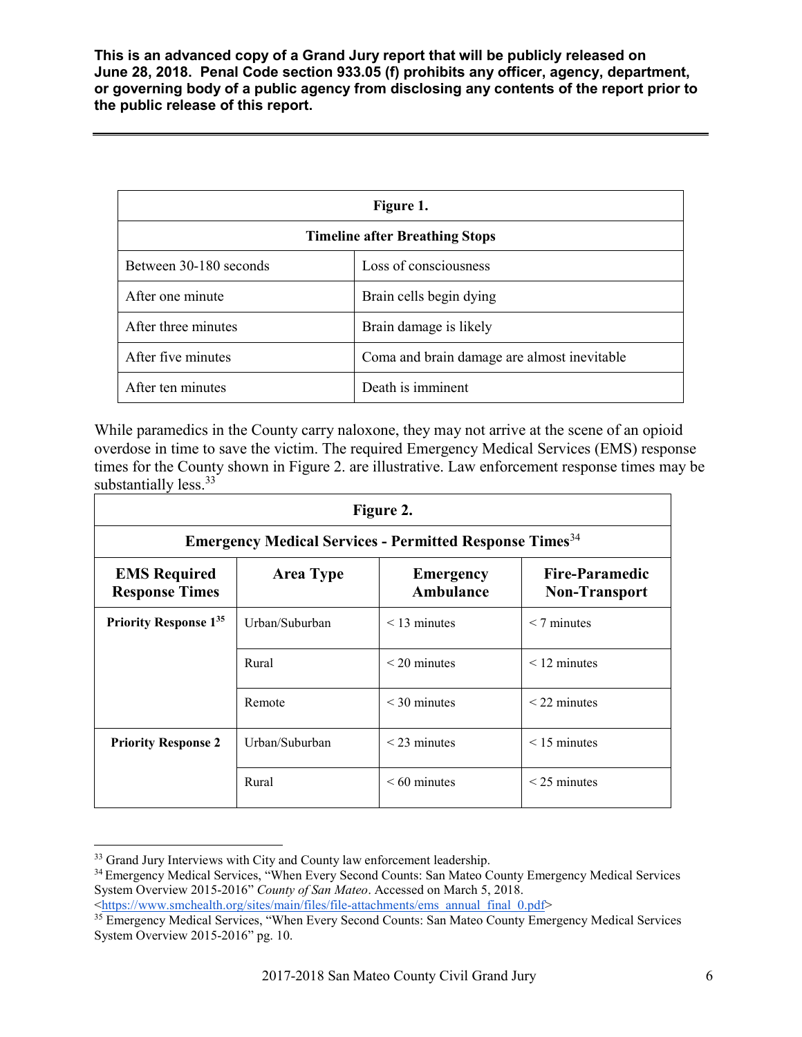**This is an advanced copy of a Grand Jury report that will be publicly released on June 28, 2018. Penal Code section 933.05 (f) prohibits any officer, agency, department, or governing body of a public agency from disclosing any contents of the report prior to the public release of this report.**

---

| **Figure 1.** | |
|---|---|
| **Timeline after Breathing Stops** | |
| Between 30-180 seconds | Loss of consciousness |
| After one minute | Brain cells begin dying |
| After three minutes | Brain damage is likely |
| After five minutes | Coma and brain damage are almost inevitable |
| After ten minutes | Death is imminent |

While paramedics in the County carry naloxone, they may not arrive at the scene of an opioid overdose in time to save the victim. The required Emergency Medical Services (EMS) response times for the County shown in Figure 2. are illustrative. Law enforcement response times may be substantially less.[33]

| **Figure 2.** | | | |
|---|---|---|---|
| **Emergency Medical Services - Permitted Response Times**[34] | | | |
| **EMS Required Response Times** | **Area Type** | **Emergency Ambulance** | **Fire-Paramedic Non-Transport** |
| **Priority Response 1**[35] | Urban/Suburban | < 13 minutes | < 7 minutes |
| | Rural | < 20 minutes | < 12 minutes |
| | Remote | < 30 minutes | < 22 minutes |
| **Priority Response 2** | Urban/Suburban | < 23 minutes | < 15 minutes |
| | Rural | < 60 minutes | < 25 minutes |

---

[33] Grand Jury Interviews with City and County law enforcement leadership.

[34] Emergency Medical Services, "When Every Second Counts: San Mateo County Emergency Medical Services System Overview 2015-2016" *County of San Mateo*. Accessed on March 5, 2018. <https://www.smchealth.org/sites/main/files/file-attachments/ems_annual_final_0.pdf>

[35] Emergency Medical Services, "When Every Second Counts: San Mateo County Emergency Medical Services System Overview 2015-2016" pg. 10.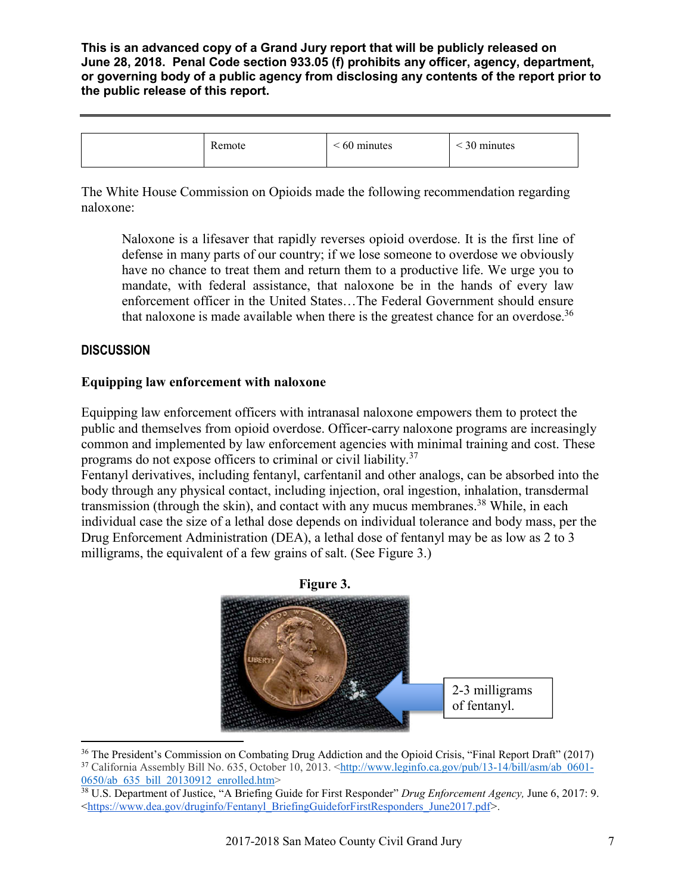**This is an advanced copy of a Grand Jury report that will be publicly released on June 28, 2018. Penal Code section 933.05 (f) prohibits any officer, agency, department, or governing body of a public agency from disclosing any contents of the report prior to the public release of this report.**

| | Remote | < 60 minutes | < 30 minutes |
|---|---|---|---|

The White House Commission on Opioids made the following recommendation regarding naloxone:

> Naloxone is a lifesaver that rapidly reverses opioid overdose. It is the first line of defense in many parts of our country; if we lose someone to overdose we obviously have no chance to treat them and return them to a productive life. We urge you to mandate, with federal assistance, that naloxone be in the hands of every law enforcement officer in the United States…The Federal Government should ensure that naloxone is made available when there is the greatest chance for an overdose.[36]

## DISCUSSION

### Equipping law enforcement with naloxone

Equipping law enforcement officers with intranasal naloxone empowers them to protect the public and themselves from opioid overdose. Officer-carry naloxone programs are increasingly common and implemented by law enforcement agencies with minimal training and cost. These programs do not expose officers to criminal or civil liability.[37]

Fentanyl derivatives, including fentanyl, carfentanil and other analogs, can be absorbed into the body through any physical contact, including injection, oral ingestion, inhalation, transdermal transmission (through the skin), and contact with any mucus membranes.[38] While, in each individual case the size of a lethal dose depends on individual tolerance and body mass, per the Drug Enforcement Administration (DEA), a lethal dose of fentanyl may be as low as 2 to 3 milligrams, the equivalent of a few grains of salt. (See Figure 3.)

**Figure 3.**

2-3 milligrams of fentanyl.

---

[36] The President's Commission on Combating Drug Addiction and the Opioid Crisis, "Final Report Draft" (2017)

[37] California Assembly Bill No. 635, October 10, 2013. <http://www.leginfo.ca.gov/pub/13-14/bill/asm/ab_0601-0650/ab_635_bill_20130912_enrolled.htm>

[38] U.S. Department of Justice, "A Briefing Guide for First Responder" *Drug Enforcement Agency,* June 6, 2017: 9. <https://www.dea.gov/druginfo/Fentanyl_BriefingGuideforFirstResponders_June2017.pdf>.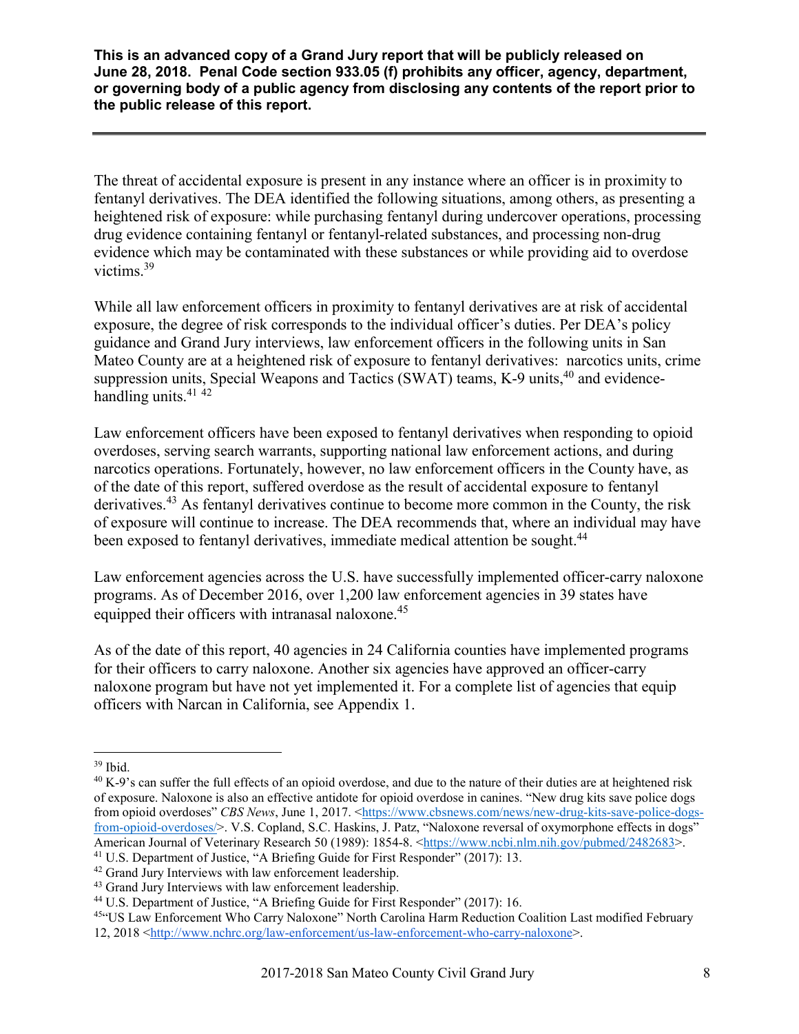The threat of accidental exposure is present in any instance where an officer is in proximity to fentanyl derivatives. The DEA identified the following situations, among others, as presenting a heightened risk of exposure: while purchasing fentanyl during undercover operations, processing drug evidence containing fentanyl or fentanyl-related substances, and processing non-drug evidence which may be contaminated with these substances or while providing aid to overdose victims.[39]

While all law enforcement officers in proximity to fentanyl derivatives are at risk of accidental exposure, the degree of risk corresponds to the individual officer's duties. Per DEA's policy guidance and Grand Jury interviews, law enforcement officers in the following units in San Mateo County are at a heightened risk of exposure to fentanyl derivatives: narcotics units, crime suppression units, Special Weapons and Tactics (SWAT) teams, K-9 units,[40] and evidence-handling units.[41] [42]

Law enforcement officers have been exposed to fentanyl derivatives when responding to opioid overdoses, serving search warrants, supporting national law enforcement actions, and during narcotics operations. Fortunately, however, no law enforcement officers in the County have, as of the date of this report, suffered overdose as the result of accidental exposure to fentanyl derivatives.[43] As fentanyl derivatives continue to become more common in the County, the risk of exposure will continue to increase. The DEA recommends that, where an individual may have been exposed to fentanyl derivatives, immediate medical attention be sought.[44]

Law enforcement agencies across the U.S. have successfully implemented officer-carry naloxone programs. As of December 2016, over 1,200 law enforcement agencies in 39 states have equipped their officers with intranasal naloxone.[45]

As of the date of this report, 40 agencies in 24 California counties have implemented programs for their officers to carry naloxone. Another six agencies have approved an officer-carry naloxone program but have not yet implemented it. For a complete list of agencies that equip officers with Narcan in California, see Appendix 1.

---

[39] Ibid.

[40] K-9's can suffer the full effects of an opioid overdose, and due to the nature of their duties are at heightened risk of exposure. Naloxone is also an effective antidote for opioid overdose in canines. "New drug kits save police dogs from opioid overdoses" *CBS News*, June 1, 2017. <https://www.cbsnews.com/news/new-drug-kits-save-police-dogs-from-opioid-overdoses/>. V.S. Copland, S.C. Haskins, J. Patz, "Naloxone reversal of oxymorphone effects in dogs" American Journal of Veterinary Research 50 (1989): 1854-8. <https://www.ncbi.nlm.nih.gov/pubmed/2482683>.

[41] U.S. Department of Justice, "A Briefing Guide for First Responder" (2017): 13.

[42] Grand Jury Interviews with law enforcement leadership.

[43] Grand Jury Interviews with law enforcement leadership.

[44] U.S. Department of Justice, "A Briefing Guide for First Responder" (2017): 16.

[45] "US Law Enforcement Who Carry Naloxone" North Carolina Harm Reduction Coalition Last modified February 12, 2018 <http://www.nchrc.org/law-enforcement/us-law-enforcement-who-carry-naloxone>.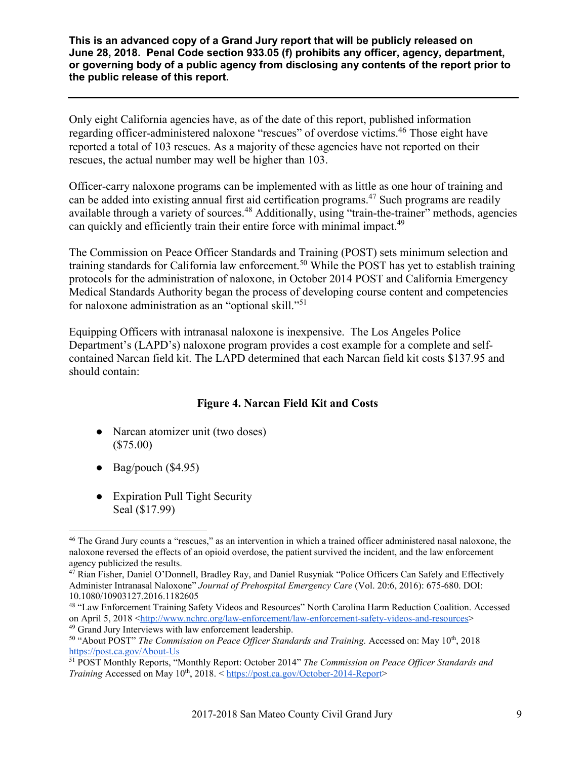**This is an advanced copy of a Grand Jury report that will be publicly released on June 28, 2018. Penal Code section 933.05 (f) prohibits any officer, agency, department, or governing body of a public agency from disclosing any contents of the report prior to the public release of this report.**

---

Only eight California agencies have, as of the date of this report, published information regarding officer-administered naloxone "rescues" of overdose victims.[46] Those eight have reported a total of 103 rescues. As a majority of these agencies have not reported on their rescues, the actual number may well be higher than 103.

Officer-carry naloxone programs can be implemented with as little as one hour of training and can be added into existing annual first aid certification programs.[47] Such programs are readily available through a variety of sources.[48] Additionally, using "train-the-trainer" methods, agencies can quickly and efficiently train their entire force with minimal impact.[49]

The Commission on Peace Officer Standards and Training (POST) sets minimum selection and training standards for California law enforcement.[50] While the POST has yet to establish training protocols for the administration of naloxone, in October 2014 POST and California Emergency Medical Standards Authority began the process of developing course content and competencies for naloxone administration as an "optional skill."[51]

Equipping Officers with intranasal naloxone is inexpensive. The Los Angeles Police Department's (LAPD's) naloxone program provides a cost example for a complete and self-contained Narcan field kit. The LAPD determined that each Narcan field kit costs $137.95 and should contain:

**Figure 4. Narcan Field Kit and Costs**

- Narcan atomizer unit (two doses) ($75.00)
- Bag/pouch ($4.95)
- Expiration Pull Tight Security Seal ($17.99)

---

[46] The Grand Jury counts a "rescues," as an intervention in which a trained officer administered nasal naloxone, the naloxone reversed the effects of an opioid overdose, the patient survived the incident, and the law enforcement agency publicized the results.

[47] Rian Fisher, Daniel O'Donnell, Bradley Ray, and Daniel Rusyniak "Police Officers Can Safely and Effectively Administer Intranasal Naloxone" *Journal of Prehospital Emergency Care* (Vol. 20:6, 2016): 675-680. DOI: 10.1080/10903127.2016.1182605

[48] "Law Enforcement Training Safety Videos and Resources" North Carolina Harm Reduction Coalition. Accessed on April 5, 2018 <http://www.nchrc.org/law-enforcement/law-enforcement-safety-videos-and-resources>

[49] Grand Jury Interviews with law enforcement leadership.

[50] "About POST" *The Commission on Peace Officer Standards and Training.* Accessed on: May 10th, 2018 https://post.ca.gov/About-Us

[51] POST Monthly Reports, "Monthly Report: October 2014" *The Commission on Peace Officer Standards and Training* Accessed on May 10th, 2018. < https://post.ca.gov/October-2014-Report>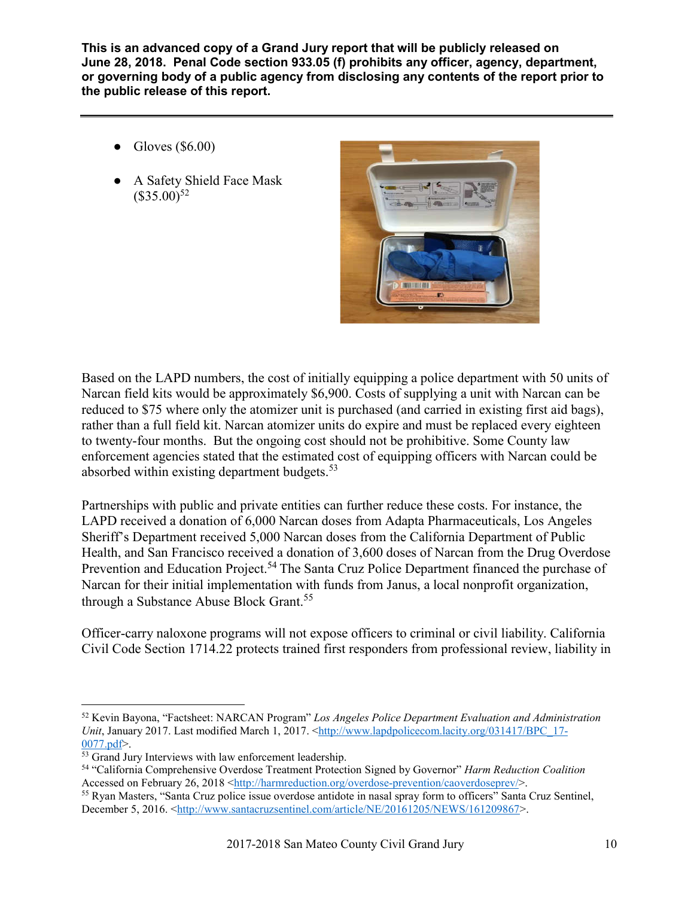**This is an advanced copy of a Grand Jury report that will be publicly released on June 28, 2018. Penal Code section 933.05 (f) prohibits any officer, agency, department, or governing body of a public agency from disclosing any contents of the report prior to the public release of this report.**

- Gloves ($6.00)
- A Safety Shield Face Mask ($35.00)[52]

Based on the LAPD numbers, the cost of initially equipping a police department with 50 units of Narcan field kits would be approximately $6,900. Costs of supplying a unit with Narcan can be reduced to $75 where only the atomizer unit is purchased (and carried in existing first aid bags), rather than a full field kit. Narcan atomizer units do expire and must be replaced every eighteen to twenty-four months. But the ongoing cost should not be prohibitive. Some County law enforcement agencies stated that the estimated cost of equipping officers with Narcan could be absorbed within existing department budgets.[53]

Partnerships with public and private entities can further reduce these costs. For instance, the LAPD received a donation of 6,000 Narcan doses from Adapta Pharmaceuticals, Los Angeles Sheriff's Department received 5,000 Narcan doses from the California Department of Public Health, and San Francisco received a donation of 3,600 doses of Narcan from the Drug Overdose Prevention and Education Project.[54] The Santa Cruz Police Department financed the purchase of Narcan for their initial implementation with funds from Janus, a local nonprofit organization, through a Substance Abuse Block Grant.[55]

Officer-carry naloxone programs will not expose officers to criminal or civil liability. California Civil Code Section 1714.22 protects trained first responders from professional review, liability in

---

[52] Kevin Bayona, "Factsheet: NARCAN Program" *Los Angeles Police Department Evaluation and Administration Unit*, January 2017. Last modified March 1, 2017. <http://www.lapdpolicecom.lacity.org/031417/BPC_17-0077.pdf>.

[53] Grand Jury Interviews with law enforcement leadership.

[54] "California Comprehensive Overdose Treatment Protection Signed by Governor" *Harm Reduction Coalition* Accessed on February 26, 2018 <http://harmreduction.org/overdose-prevention/caoverdoseprev/>.

[55] Ryan Masters, "Santa Cruz police issue overdose antidote in nasal spray form to officers" Santa Cruz Sentinel, December 5, 2016. <http://www.santacruzsentinel.com/article/NE/20161205/NEWS/161209867>.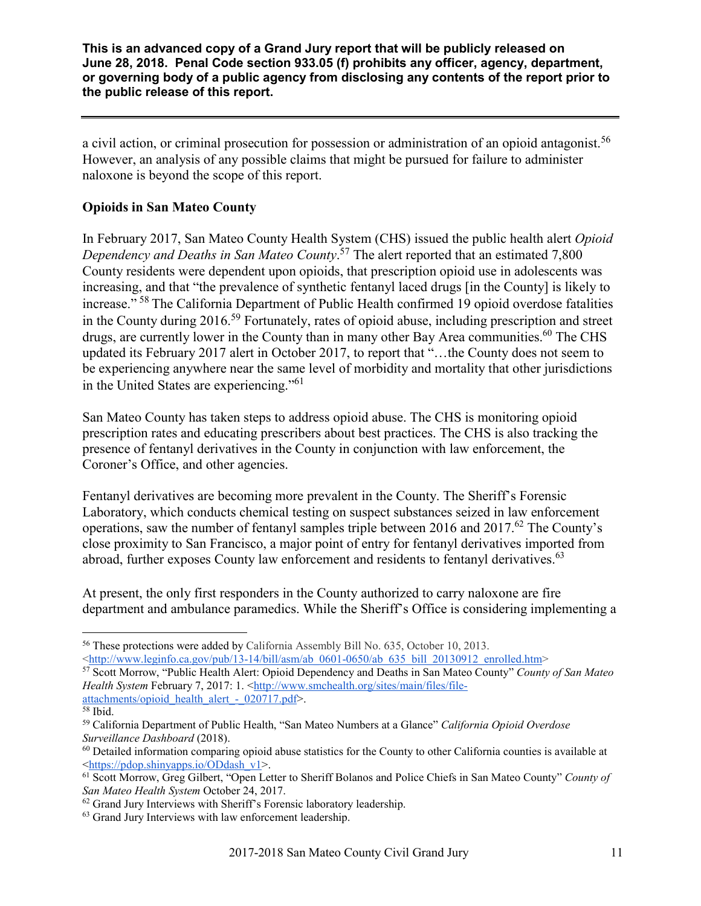a civil action, or criminal prosecution for possession or administration of an opioid antagonist.[56] However, an analysis of any possible claims that might be pursued for failure to administer naloxone is beyond the scope of this report.

**Opioids in San Mateo County**

In February 2017, San Mateo County Health System (CHS) issued the public health alert *Opioid Dependency and Deaths in San Mateo County*.[57] The alert reported that an estimated 7,800 County residents were dependent upon opioids, that prescription opioid use in adolescents was increasing, and that "the prevalence of synthetic fentanyl laced drugs [in the County] is likely to increase."[58] The California Department of Public Health confirmed 19 opioid overdose fatalities in the County during 2016.[59] Fortunately, rates of opioid abuse, including prescription and street drugs, are currently lower in the County than in many other Bay Area communities.[60] The CHS updated its February 2017 alert in October 2017, to report that "…the County does not seem to be experiencing anywhere near the same level of morbidity and mortality that other jurisdictions in the United States are experiencing."[61]

San Mateo County has taken steps to address opioid abuse. The CHS is monitoring opioid prescription rates and educating prescribers about best practices. The CHS is also tracking the presence of fentanyl derivatives in the County in conjunction with law enforcement, the Coroner's Office, and other agencies.

Fentanyl derivatives are becoming more prevalent in the County. The Sheriff's Forensic Laboratory, which conducts chemical testing on suspect substances seized in law enforcement operations, saw the number of fentanyl samples triple between 2016 and 2017.[62] The County's close proximity to San Francisco, a major point of entry for fentanyl derivatives imported from abroad, further exposes County law enforcement and residents to fentanyl derivatives.[63]

At present, the only first responders in the County authorized to carry naloxone are fire department and ambulance paramedics. While the Sheriff's Office is considering implementing a

---

[56] These protections were added by California Assembly Bill No. 635, October 10, 2013. <http://www.leginfo.ca.gov/pub/13-14/bill/asm/ab_0601-0650/ab_635_bill_20130912_enrolled.htm>

[57] Scott Morrow, "Public Health Alert: Opioid Dependency and Deaths in San Mateo County" *County of San Mateo Health System* February 7, 2017: 1. <http://www.smchealth.org/sites/main/files/file-attachments/opioid_health_alert_-_020717.pdf>.

[58] Ibid.

[59] California Department of Public Health, "San Mateo Numbers at a Glance" *California Opioid Overdose Surveillance Dashboard* (2018).

[60] Detailed information comparing opioid abuse statistics for the County to other California counties is available at <https://pdop.shinyapps.io/ODdash_v1>.

[61] Scott Morrow, Greg Gilbert, "Open Letter to Sheriff Bolanos and Police Chiefs in San Mateo County" *County of San Mateo Health System* October 24, 2017.

[62] Grand Jury Interviews with Sheriff's Forensic laboratory leadership.

[63] Grand Jury Interviews with law enforcement leadership.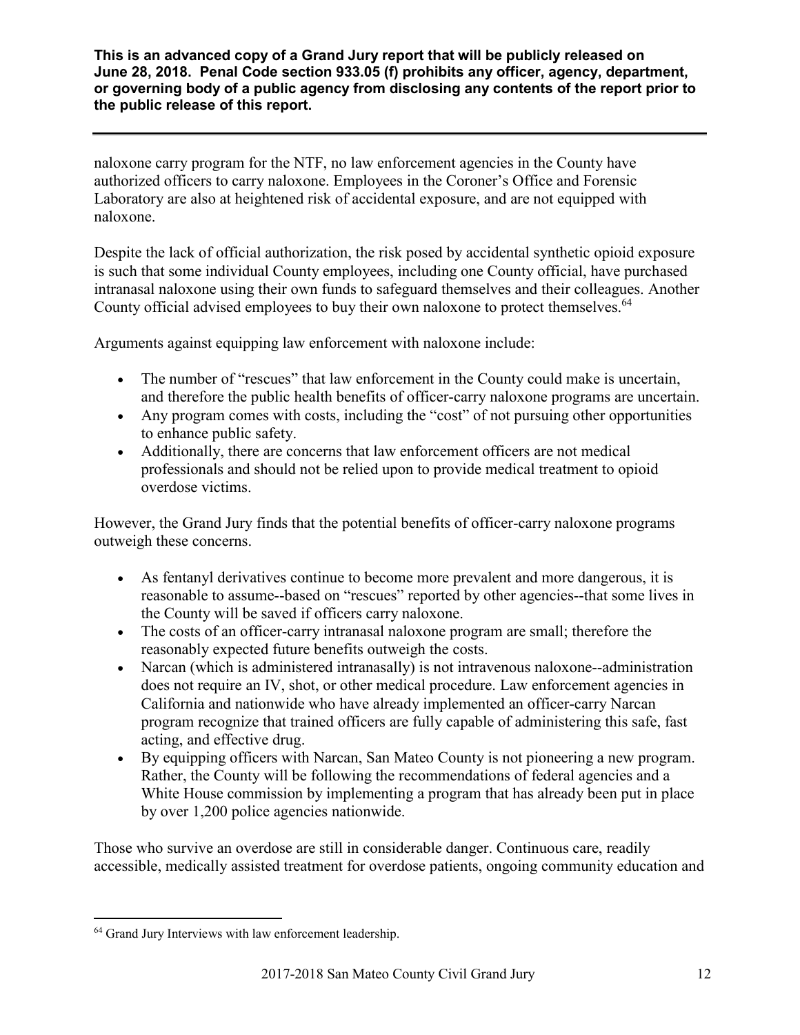naloxone carry program for the NTF, no law enforcement agencies in the County have authorized officers to carry naloxone. Employees in the Coroner's Office and Forensic Laboratory are also at heightened risk of accidental exposure, and are not equipped with naloxone.

Despite the lack of official authorization, the risk posed by accidental synthetic opioid exposure is such that some individual County employees, including one County official, have purchased intranasal naloxone using their own funds to safeguard themselves and their colleagues. Another County official advised employees to buy their own naloxone to protect themselves.[64]

Arguments against equipping law enforcement with naloxone include:

- The number of "rescues" that law enforcement in the County could make is uncertain, and therefore the public health benefits of officer-carry naloxone programs are uncertain.
- Any program comes with costs, including the "cost" of not pursuing other opportunities to enhance public safety.
- Additionally, there are concerns that law enforcement officers are not medical professionals and should not be relied upon to provide medical treatment to opioid overdose victims.

However, the Grand Jury finds that the potential benefits of officer-carry naloxone programs outweigh these concerns.

- As fentanyl derivatives continue to become more prevalent and more dangerous, it is reasonable to assume--based on "rescues" reported by other agencies--that some lives in the County will be saved if officers carry naloxone.
- The costs of an officer-carry intranasal naloxone program are small; therefore the reasonably expected future benefits outweigh the costs.
- Narcan (which is administered intranasally) is not intravenous naloxone--administration does not require an IV, shot, or other medical procedure. Law enforcement agencies in California and nationwide who have already implemented an officer-carry Narcan program recognize that trained officers are fully capable of administering this safe, fast acting, and effective drug.
- By equipping officers with Narcan, San Mateo County is not pioneering a new program. Rather, the County will be following the recommendations of federal agencies and a White House commission by implementing a program that has already been put in place by over 1,200 police agencies nationwide.

Those who survive an overdose are still in considerable danger. Continuous care, readily accessible, medically assisted treatment for overdose patients, ongoing community education and

[64] Grand Jury Interviews with law enforcement leadership.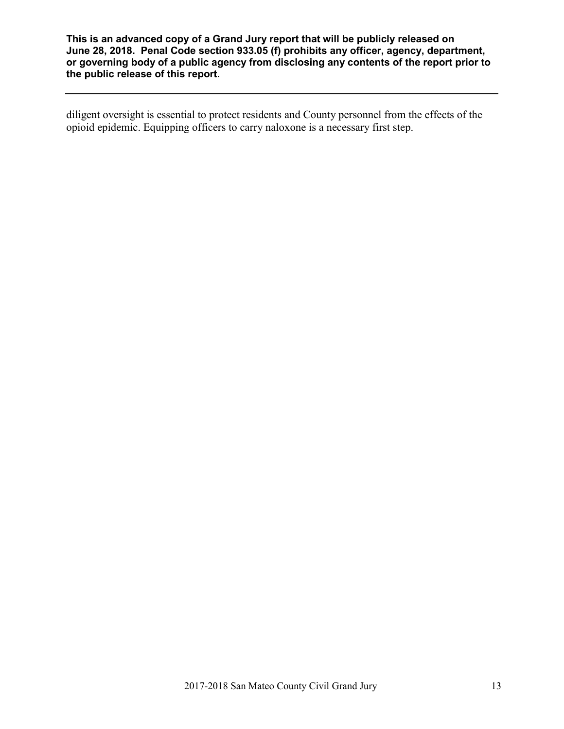diligent oversight is essential to protect residents and County personnel from the effects of the opioid epidemic. Equipping officers to carry naloxone is a necessary first step.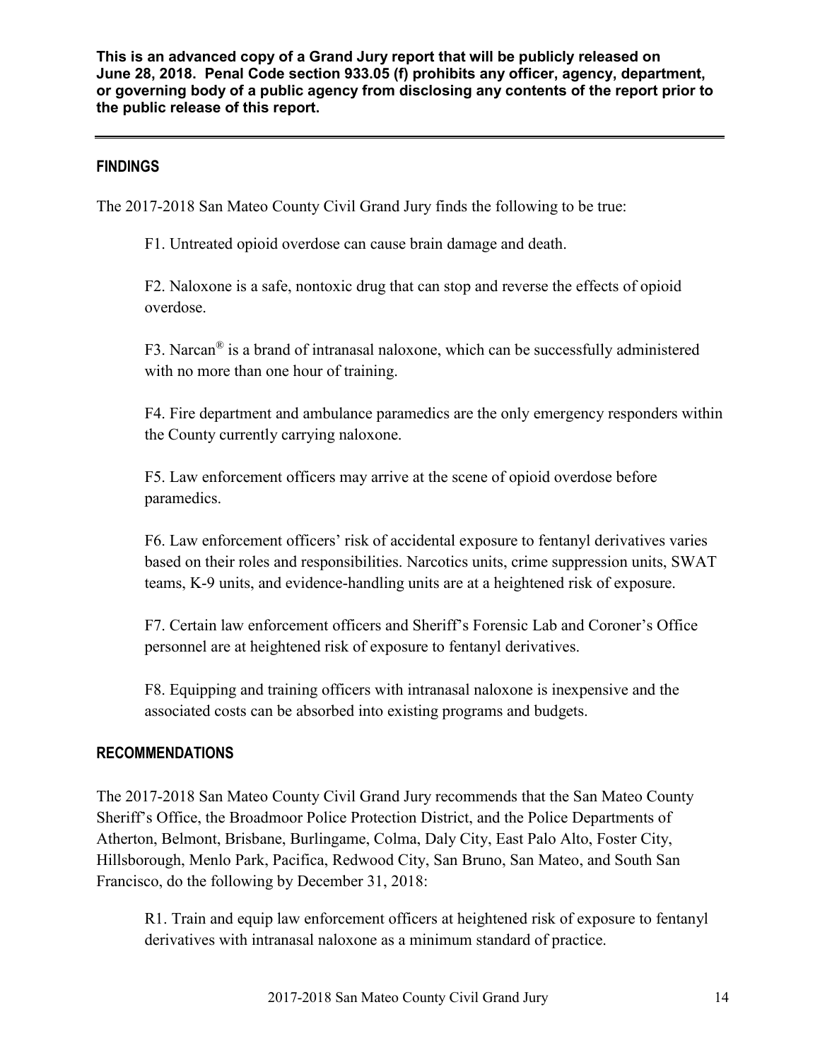**This is an advanced copy of a Grand Jury report that will be publicly released on June 28, 2018. Penal Code section 933.05 (f) prohibits any officer, agency, department, or governing body of a public agency from disclosing any contents of the report prior to the public release of this report.**

## FINDINGS

The 2017-2018 San Mateo County Civil Grand Jury finds the following to be true:

F1. Untreated opioid overdose can cause brain damage and death.

F2. Naloxone is a safe, nontoxic drug that can stop and reverse the effects of opioid overdose.

F3. Narcan® is a brand of intranasal naloxone, which can be successfully administered with no more than one hour of training.

F4. Fire department and ambulance paramedics are the only emergency responders within the County currently carrying naloxone.

F5. Law enforcement officers may arrive at the scene of opioid overdose before paramedics.

F6. Law enforcement officers' risk of accidental exposure to fentanyl derivatives varies based on their roles and responsibilities. Narcotics units, crime suppression units, SWAT teams, K-9 units, and evidence-handling units are at a heightened risk of exposure.

F7. Certain law enforcement officers and Sheriff's Forensic Lab and Coroner's Office personnel are at heightened risk of exposure to fentanyl derivatives.

F8. Equipping and training officers with intranasal naloxone is inexpensive and the associated costs can be absorbed into existing programs and budgets.

## RECOMMENDATIONS

The 2017-2018 San Mateo County Civil Grand Jury recommends that the San Mateo County Sheriff's Office, the Broadmoor Police Protection District, and the Police Departments of Atherton, Belmont, Brisbane, Burlingame, Colma, Daly City, East Palo Alto, Foster City, Hillsborough, Menlo Park, Pacifica, Redwood City, San Bruno, San Mateo, and South San Francisco, do the following by December 31, 2018:

R1. Train and equip law enforcement officers at heightened risk of exposure to fentanyl derivatives with intranasal naloxone as a minimum standard of practice.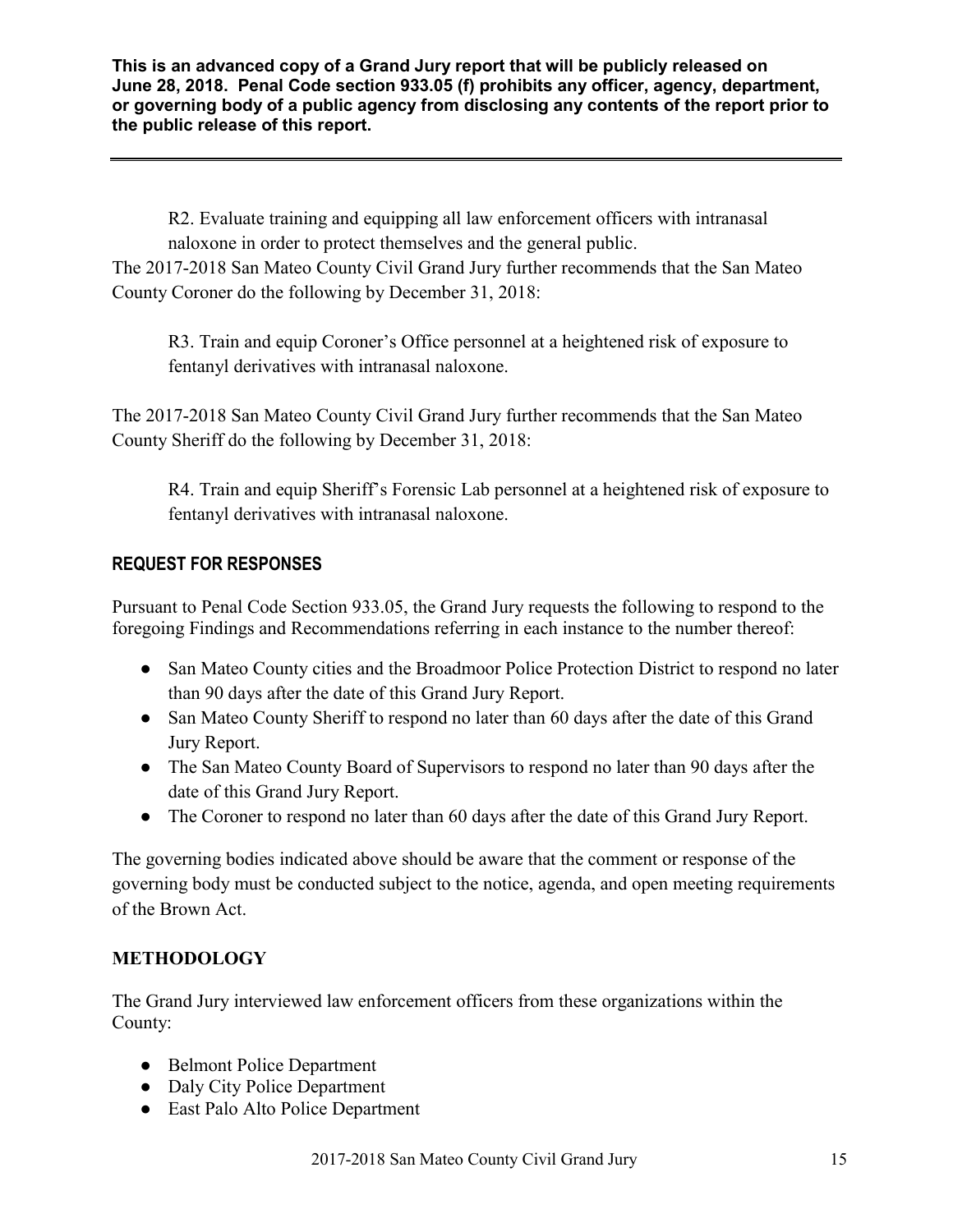R2. Evaluate training and equipping all law enforcement officers with intranasal naloxone in order to protect themselves and the general public.

The 2017-2018 San Mateo County Civil Grand Jury further recommends that the San Mateo County Coroner do the following by December 31, 2018:

R3. Train and equip Coroner's Office personnel at a heightened risk of exposure to fentanyl derivatives with intranasal naloxone.

The 2017-2018 San Mateo County Civil Grand Jury further recommends that the San Mateo County Sheriff do the following by December 31, 2018:

R4. Train and equip Sheriff's Forensic Lab personnel at a heightened risk of exposure to fentanyl derivatives with intranasal naloxone.

## REQUEST FOR RESPONSES

Pursuant to Penal Code Section 933.05, the Grand Jury requests the following to respond to the foregoing Findings and Recommendations referring in each instance to the number thereof:

- San Mateo County cities and the Broadmoor Police Protection District to respond no later than 90 days after the date of this Grand Jury Report.
- San Mateo County Sheriff to respond no later than 60 days after the date of this Grand Jury Report.
- The San Mateo County Board of Supervisors to respond no later than 90 days after the date of this Grand Jury Report.
- The Coroner to respond no later than 60 days after the date of this Grand Jury Report.

The governing bodies indicated above should be aware that the comment or response of the governing body must be conducted subject to the notice, agenda, and open meeting requirements of the Brown Act.

## METHODOLOGY

The Grand Jury interviewed law enforcement officers from these organizations within the County:

- Belmont Police Department
- Daly City Police Department
- East Palo Alto Police Department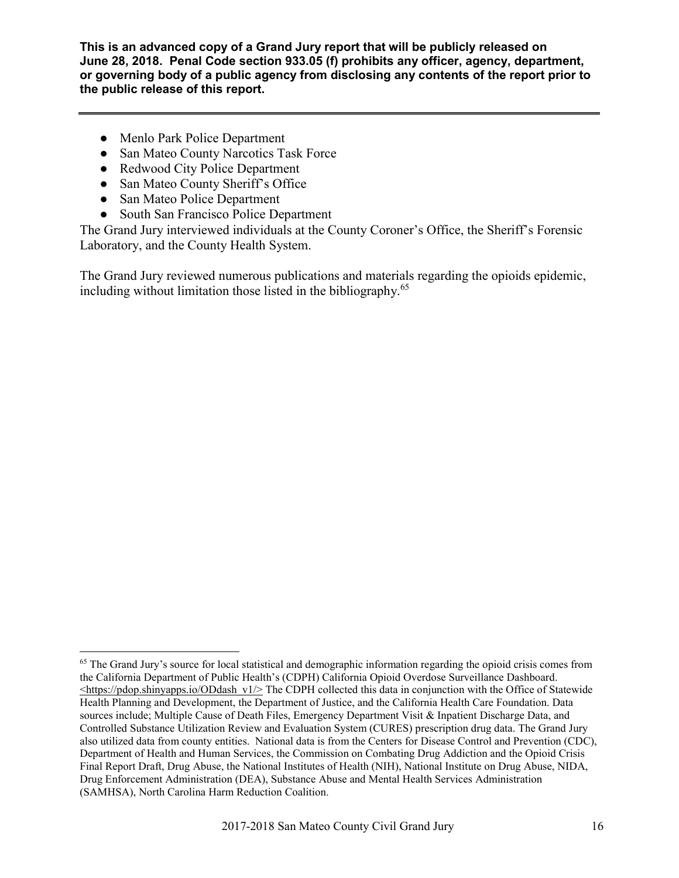**This is an advanced copy of a Grand Jury report that will be publicly released on June 28, 2018. Penal Code section 933.05 (f) prohibits any officer, agency, department, or governing body of a public agency from disclosing any contents of the report prior to the public release of this report.**

- Menlo Park Police Department
- San Mateo County Narcotics Task Force
- Redwood City Police Department
- San Mateo County Sheriff's Office
- San Mateo Police Department
- South San Francisco Police Department

The Grand Jury interviewed individuals at the County Coroner's Office, the Sheriff's Forensic Laboratory, and the County Health System.

The Grand Jury reviewed numerous publications and materials regarding the opioids epidemic, including without limitation those listed in the bibliography.[65]

---

[65] The Grand Jury's source for local statistical and demographic information regarding the opioid crisis comes from the California Department of Public Health's (CDPH) California Opioid Overdose Surveillance Dashboard. <https://pdop.shinyapps.io/ODdash_v1/> The CDPH collected this data in conjunction with the Office of Statewide Health Planning and Development, the Department of Justice, and the California Health Care Foundation. Data sources include; Multiple Cause of Death Files, Emergency Department Visit & Inpatient Discharge Data, and Controlled Substance Utilization Review and Evaluation System (CURES) prescription drug data. The Grand Jury also utilized data from county entities. National data is from the Centers for Disease Control and Prevention (CDC), Department of Health and Human Services, the Commission on Combating Drug Addiction and the Opioid Crisis Final Report Draft, Drug Abuse, the National Institutes of Health (NIH), National Institute on Drug Abuse, NIDA, Drug Enforcement Administration (DEA), Substance Abuse and Mental Health Services Administration (SAMHSA), North Carolina Harm Reduction Coalition.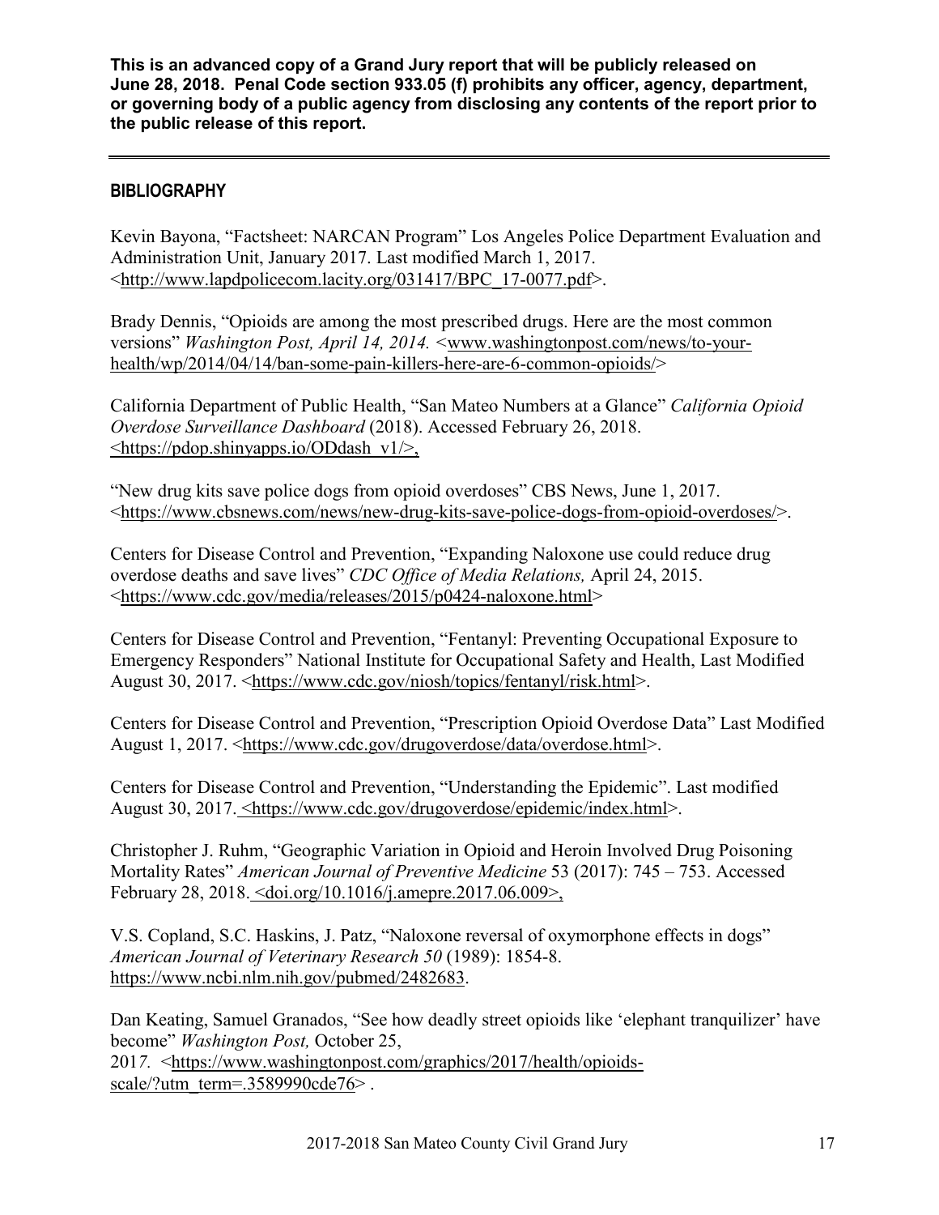**This is an advanced copy of a Grand Jury report that will be publicly released on June 28, 2018. Penal Code section 933.05 (f) prohibits any officer, agency, department, or governing body of a public agency from disclosing any contents of the report prior to the public release of this report.**

## BIBLIOGRAPHY

Kevin Bayona, "Factsheet: NARCAN Program" Los Angeles Police Department Evaluation and Administration Unit, January 2017. Last modified March 1, 2017. <http://www.lapdpolicecom.lacity.org/031417/BPC_17-0077.pdf>.

Brady Dennis, "Opioids are among the most prescribed drugs. Here are the most common versions" *Washington Post, April 14, 2014.* <www.washingtonpost.com/news/to-your-health/wp/2014/04/14/ban-some-pain-killers-here-are-6-common-opioids/>

California Department of Public Health, "San Mateo Numbers at a Glance" *California Opioid Overdose Surveillance Dashboard* (2018). Accessed February 26, 2018. <https://pdop.shinyapps.io/ODdash_v1/>,

"New drug kits save police dogs from opioid overdoses" CBS News, June 1, 2017. <https://www.cbsnews.com/news/new-drug-kits-save-police-dogs-from-opioid-overdoses/>.

Centers for Disease Control and Prevention, "Expanding Naloxone use could reduce drug overdose deaths and save lives" *CDC Office of Media Relations,* April 24, 2015. <https://www.cdc.gov/media/releases/2015/p0424-naloxone.html>

Centers for Disease Control and Prevention, "Fentanyl: Preventing Occupational Exposure to Emergency Responders" National Institute for Occupational Safety and Health, Last Modified August 30, 2017. <https://www.cdc.gov/niosh/topics/fentanyl/risk.html>.

Centers for Disease Control and Prevention, "Prescription Opioid Overdose Data" Last Modified August 1, 2017. <https://www.cdc.gov/drugoverdose/data/overdose.html>.

Centers for Disease Control and Prevention, "Understanding the Epidemic". Last modified August 30, 2017. <https://www.cdc.gov/drugoverdose/epidemic/index.html>.

Christopher J. Ruhm, "Geographic Variation in Opioid and Heroin Involved Drug Poisoning Mortality Rates" *American Journal of Preventive Medicine* 53 (2017): 745 – 753. Accessed February 28, 2018. <doi.org/10.1016/j.amepre.2017.06.009>,

V.S. Copland, S.C. Haskins, J. Patz, "Naloxone reversal of oxymorphone effects in dogs" *American Journal of Veterinary Research 50* (1989): 1854-8. https://www.ncbi.nlm.nih.gov/pubmed/2482683.

Dan Keating, Samuel Granados, "See how deadly street opioids like 'elephant tranquilizer' have become" *Washington Post,* October 25, 2017. <https://www.washingtonpost.com/graphics/2017/health/opioids-scale/?utm_term=.3589990cde76> .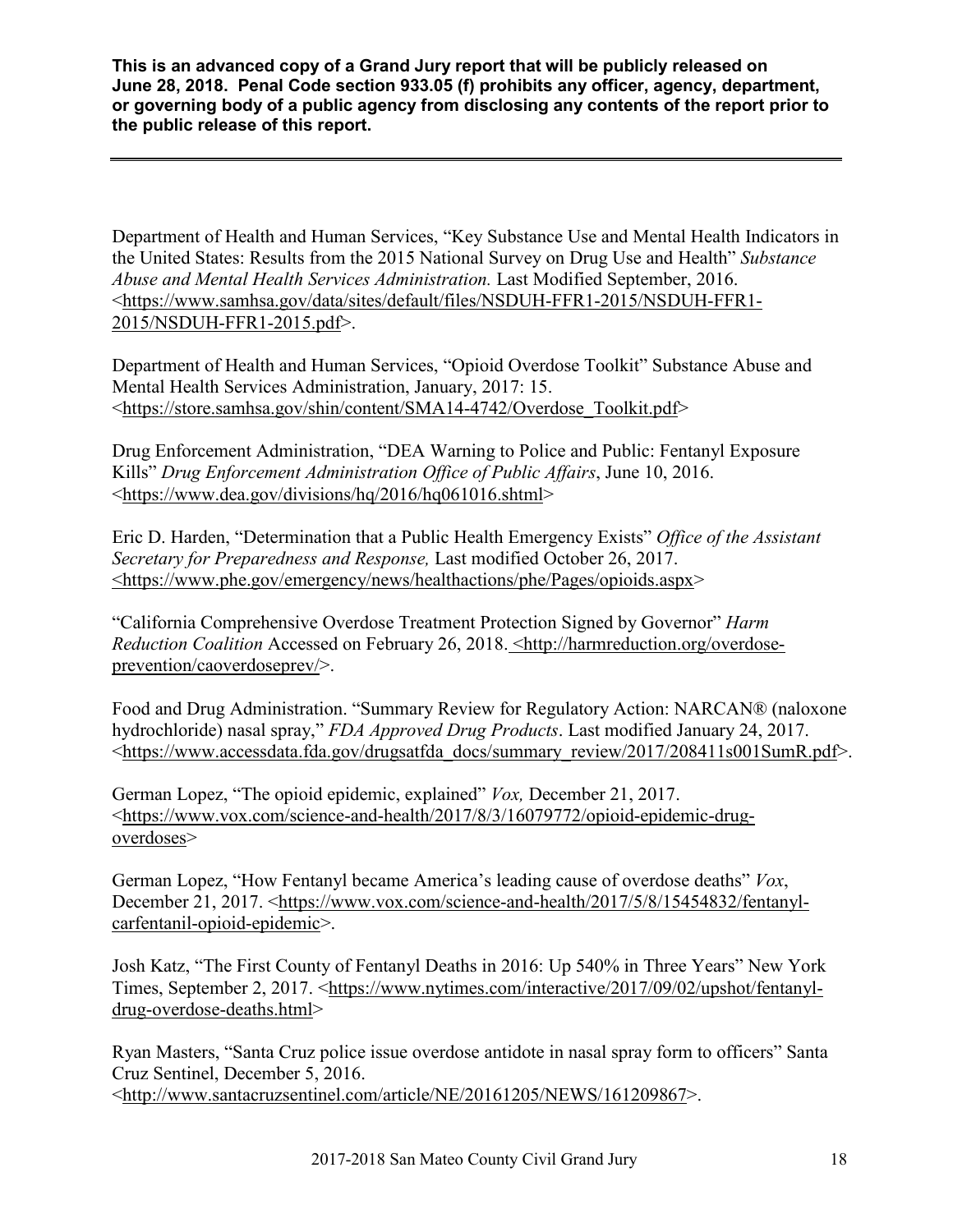**This is an advanced copy of a Grand Jury report that will be publicly released on June 28, 2018. Penal Code section 933.05 (f) prohibits any officer, agency, department, or governing body of a public agency from disclosing any contents of the report prior to the public release of this report.**

---

Department of Health and Human Services, "Key Substance Use and Mental Health Indicators in the United States: Results from the 2015 National Survey on Drug Use and Health" *Substance Abuse and Mental Health Services Administration.* Last Modified September, 2016. <https://www.samhsa.gov/data/sites/default/files/NSDUH-FFR1-2015/NSDUH-FFR1-2015/NSDUH-FFR1-2015.pdf>.

Department of Health and Human Services, "Opioid Overdose Toolkit" Substance Abuse and Mental Health Services Administration, January, 2017: 15. <https://store.samhsa.gov/shin/content/SMA14-4742/Overdose_Toolkit.pdf>

Drug Enforcement Administration, "DEA Warning to Police and Public: Fentanyl Exposure Kills" *Drug Enforcement Administration Office of Public Affairs*, June 10, 2016. <https://www.dea.gov/divisions/hq/2016/hq061016.shtml>

Eric D. Harden, "Determination that a Public Health Emergency Exists" *Office of the Assistant Secretary for Preparedness and Response,* Last modified October 26, 2017. <https://www.phe.gov/emergency/news/healthactions/phe/Pages/opioids.aspx>

"California Comprehensive Overdose Treatment Protection Signed by Governor" *Harm Reduction Coalition* Accessed on February 26, 2018. <http://harmreduction.org/overdose-prevention/caoverdoseprev/>.

Food and Drug Administration. "Summary Review for Regulatory Action: NARCAN® (naloxone hydrochloride) nasal spray," *FDA Approved Drug Products*. Last modified January 24, 2017. <https://www.accessdata.fda.gov/drugsatfda_docs/summary_review/2017/208411s001SumR.pdf>.

German Lopez, "The opioid epidemic, explained" *Vox,* December 21, 2017. <https://www.vox.com/science-and-health/2017/8/3/16079772/opioid-epidemic-drug-overdoses>

German Lopez, "How Fentanyl became America's leading cause of overdose deaths" *Vox*, December 21, 2017. <https://www.vox.com/science-and-health/2017/5/8/15454832/fentanyl-carfentanil-opioid-epidemic>.

Josh Katz, "The First County of Fentanyl Deaths in 2016: Up 540% in Three Years" New York Times, September 2, 2017. <https://www.nytimes.com/interactive/2017/09/02/upshot/fentanyl-drug-overdose-deaths.html>

Ryan Masters, "Santa Cruz police issue overdose antidote in nasal spray form to officers" Santa Cruz Sentinel, December 5, 2016. <http://www.santacruzsentinel.com/article/NE/20161205/NEWS/161209867>.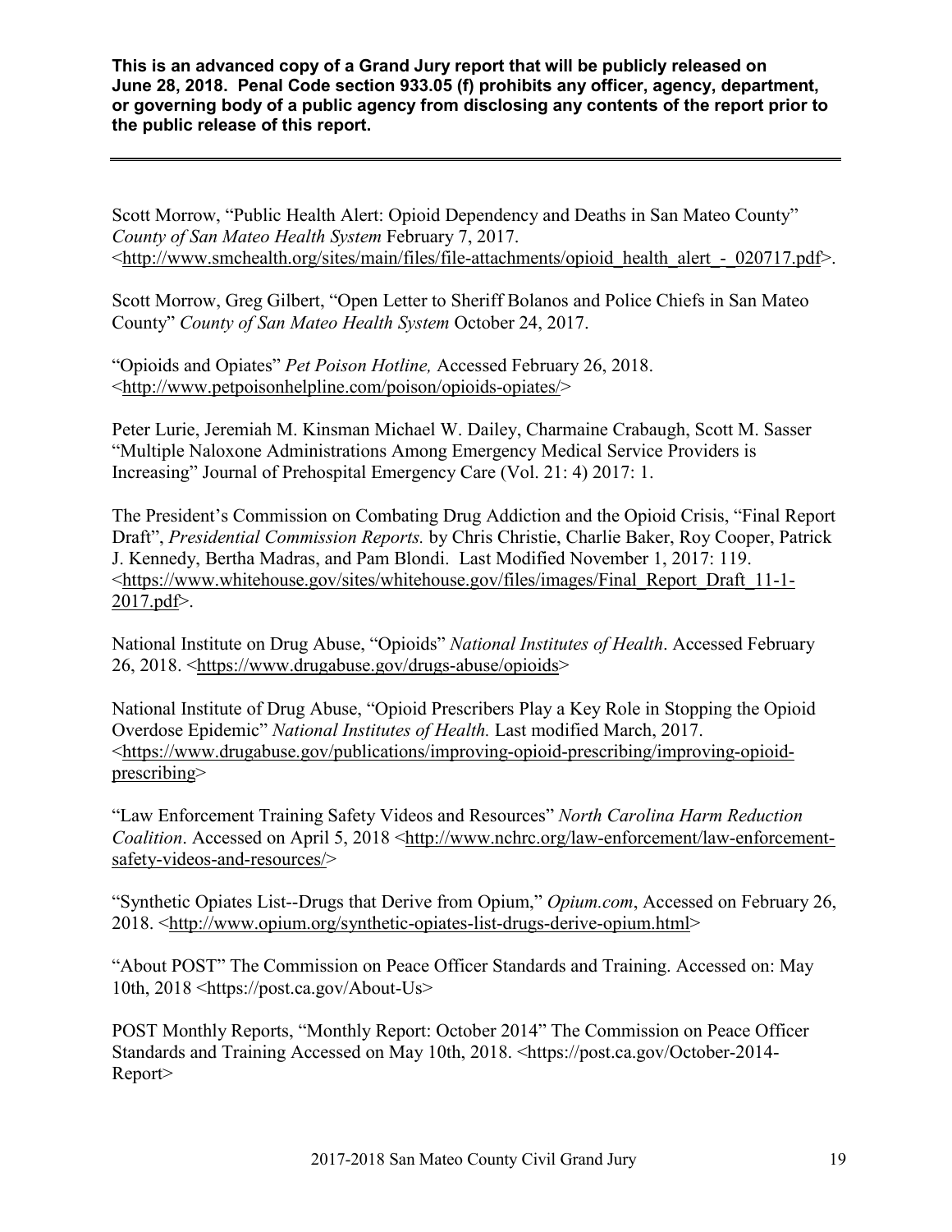**This is an advanced copy of a Grand Jury report that will be publicly released on June 28, 2018. Penal Code section 933.05 (f) prohibits any officer, agency, department, or governing body of a public agency from disclosing any contents of the report prior to the public release of this report.**

---

Scott Morrow, "Public Health Alert: Opioid Dependency and Deaths in San Mateo County" *County of San Mateo Health System* February 7, 2017. <http://www.smchealth.org/sites/main/files/file-attachments/opioid_health_alert_-_020717.pdf>.

Scott Morrow, Greg Gilbert, "Open Letter to Sheriff Bolanos and Police Chiefs in San Mateo County" *County of San Mateo Health System* October 24, 2017.

"Opioids and Opiates" *Pet Poison Hotline,* Accessed February 26, 2018. <http://www.petpoisonhelpline.com/poison/opioids-opiates/>

Peter Lurie, Jeremiah M. Kinsman Michael W. Dailey, Charmaine Crabaugh, Scott M. Sasser "Multiple Naloxone Administrations Among Emergency Medical Service Providers is Increasing" Journal of Prehospital Emergency Care (Vol. 21: 4) 2017: 1.

The President's Commission on Combating Drug Addiction and the Opioid Crisis, "Final Report Draft", *Presidential Commission Reports.* by Chris Christie, Charlie Baker, Roy Cooper, Patrick J. Kennedy, Bertha Madras, and Pam Blondi. Last Modified November 1, 2017: 119. <https://www.whitehouse.gov/sites/whitehouse.gov/files/images/Final_Report_Draft_11-1-2017.pdf>.

National Institute on Drug Abuse, "Opioids" *National Institutes of Health*. Accessed February 26, 2018. <https://www.drugabuse.gov/drugs-abuse/opioids>

National Institute of Drug Abuse, "Opioid Prescribers Play a Key Role in Stopping the Opioid Overdose Epidemic" *National Institutes of Health.* Last modified March, 2017. <https://www.drugabuse.gov/publications/improving-opioid-prescribing/improving-opioid-prescribing>

"Law Enforcement Training Safety Videos and Resources" *North Carolina Harm Reduction Coalition*. Accessed on April 5, 2018 <http://www.nchrc.org/law-enforcement/law-enforcement-safety-videos-and-resources/>

"Synthetic Opiates List--Drugs that Derive from Opium," *Opium.com*, Accessed on February 26, 2018. <http://www.opium.org/synthetic-opiates-list-drugs-derive-opium.html>

"About POST" The Commission on Peace Officer Standards and Training. Accessed on: May 10th, 2018 <https://post.ca.gov/About-Us>

POST Monthly Reports, "Monthly Report: October 2014" The Commission on Peace Officer Standards and Training Accessed on May 10th, 2018. <https://post.ca.gov/October-2014-Report>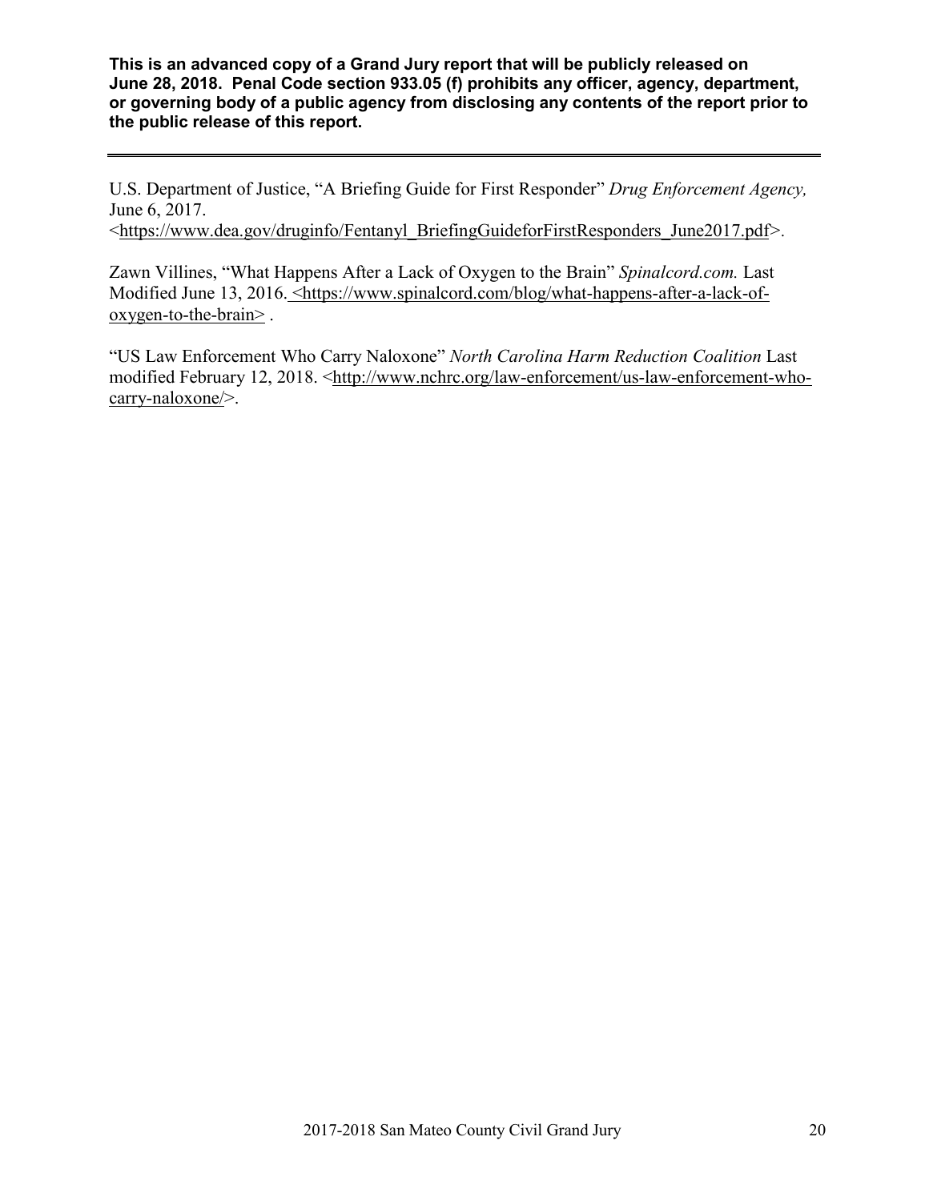**This is an advanced copy of a Grand Jury report that will be publicly released on June 28, 2018. Penal Code section 933.05 (f) prohibits any officer, agency, department, or governing body of a public agency from disclosing any contents of the report prior to the public release of this report.**

---

U.S. Department of Justice, "A Briefing Guide for First Responder" *Drug Enforcement Agency,* June 6, 2017. <https://www.dea.gov/druginfo/Fentanyl_BriefingGuideforFirstResponders_June2017.pdf>.

Zawn Villines, "What Happens After a Lack of Oxygen to the Brain" *Spinalcord.com.* Last Modified June 13, 2016. <https://www.spinalcord.com/blog/what-happens-after-a-lack-of-oxygen-to-the-brain> .

"US Law Enforcement Who Carry Naloxone" *North Carolina Harm Reduction Coalition* Last modified February 12, 2018. <http://www.nchrc.org/law-enforcement/us-law-enforcement-who-carry-naloxone/>.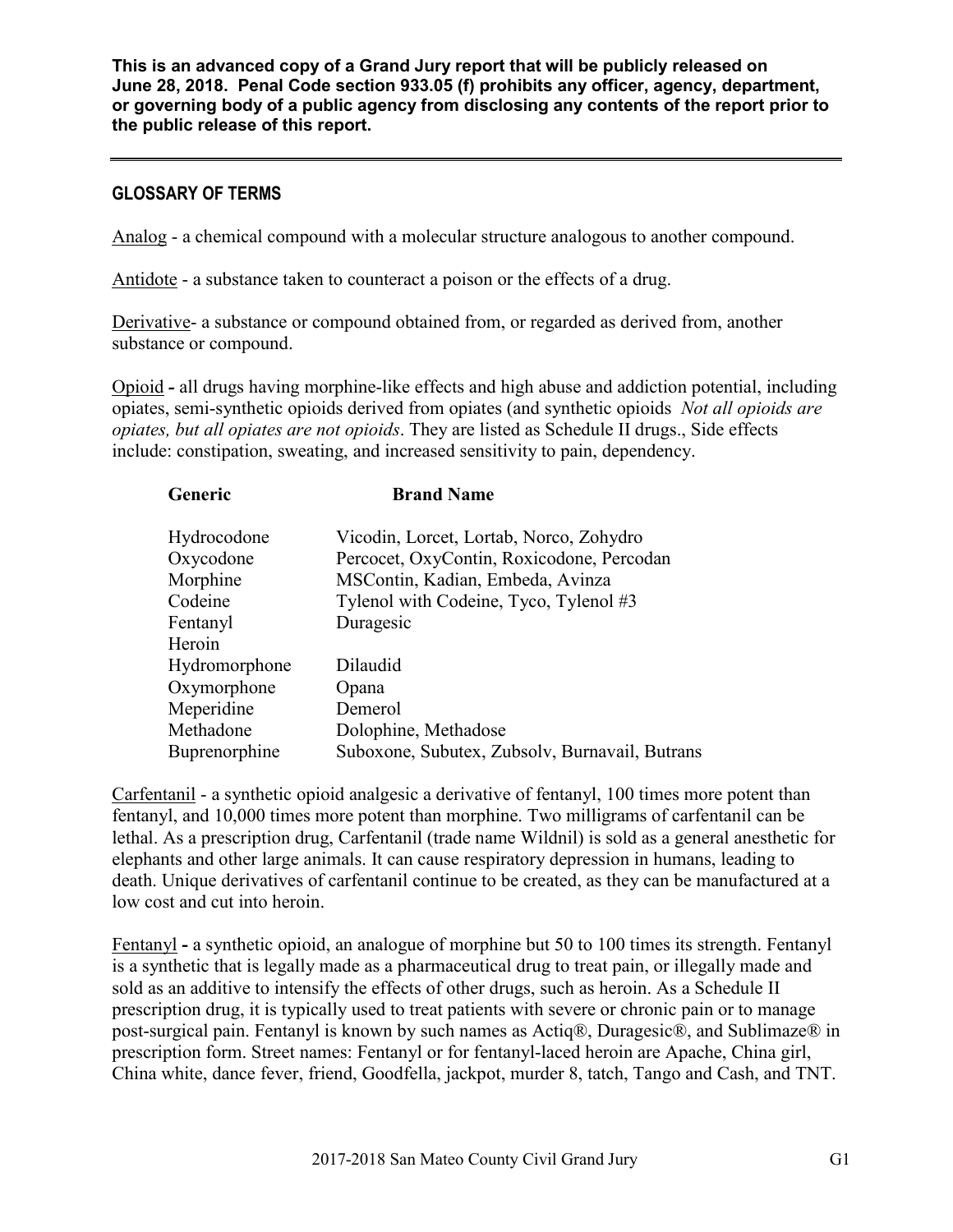**This is an advanced copy of a Grand Jury report that will be publicly released on June 28, 2018. Penal Code section 933.05 (f) prohibits any officer, agency, department, or governing body of a public agency from disclosing any contents of the report prior to the public release of this report.**

---

## GLOSSARY OF TERMS

Analog - a chemical compound with a molecular structure analogous to another compound.

Antidote - a substance taken to counteract a poison or the effects of a drug.

Derivative- a substance or compound obtained from, or regarded as derived from, another substance or compound.

Opioid **-** all drugs having morphine-like effects and high abuse and addiction potential, including opiates, semi-synthetic opioids derived from opiates (and synthetic opioids *Not all opioids are opiates, but all opiates are not opioids*. They are listed as Schedule II drugs., Side effects include: constipation, sweating, and increased sensitivity to pain, dependency.

| Generic | Brand Name |
|---|---|
| Hydrocodone | Vicodin, Lorcet, Lortab, Norco, Zohydro |
| Oxycodone | Percocet, OxyContin, Roxicodone, Percodan |
| Morphine | MSContin, Kadian, Embeda, Avinza |
| Codeine | Tylenol with Codeine, Tyco, Tylenol #3 |
| Fentanyl | Duragesic |
| Heroin | |
| Hydromorphone | Dilaudid |
| Oxymorphone | Opana |
| Meperidine | Demerol |
| Methadone | Dolophine, Methadose |
| Buprenorphine | Suboxone, Subutex, Zubsolv, Burnavail, Butrans |

Carfentanil - a synthetic opioid analgesic a derivative of fentanyl, 100 times more potent than fentanyl, and 10,000 times more potent than morphine. Two milligrams of carfentanil can be lethal. As a prescription drug, Carfentanil (trade name Wildnil) is sold as a general anesthetic for elephants and other large animals. It can cause respiratory depression in humans, leading to death. Unique derivatives of carfentanil continue to be created, as they can be manufactured at a low cost and cut into heroin.

Fentanyl **-** a synthetic opioid, an analogue of morphine but 50 to 100 times its strength. Fentanyl is a synthetic that is legally made as a pharmaceutical drug to treat pain, or illegally made and sold as an additive to intensify the effects of other drugs, such as heroin. As a Schedule II prescription drug, it is typically used to treat patients with severe or chronic pain or to manage post-surgical pain. Fentanyl is known by such names as Actiq®, Duragesic®, and Sublimaze® in prescription form. Street names: Fentanyl or for fentanyl-laced heroin are Apache, China girl, China white, dance fever, friend, Goodfella, jackpot, murder 8, tatch, Tango and Cash, and TNT.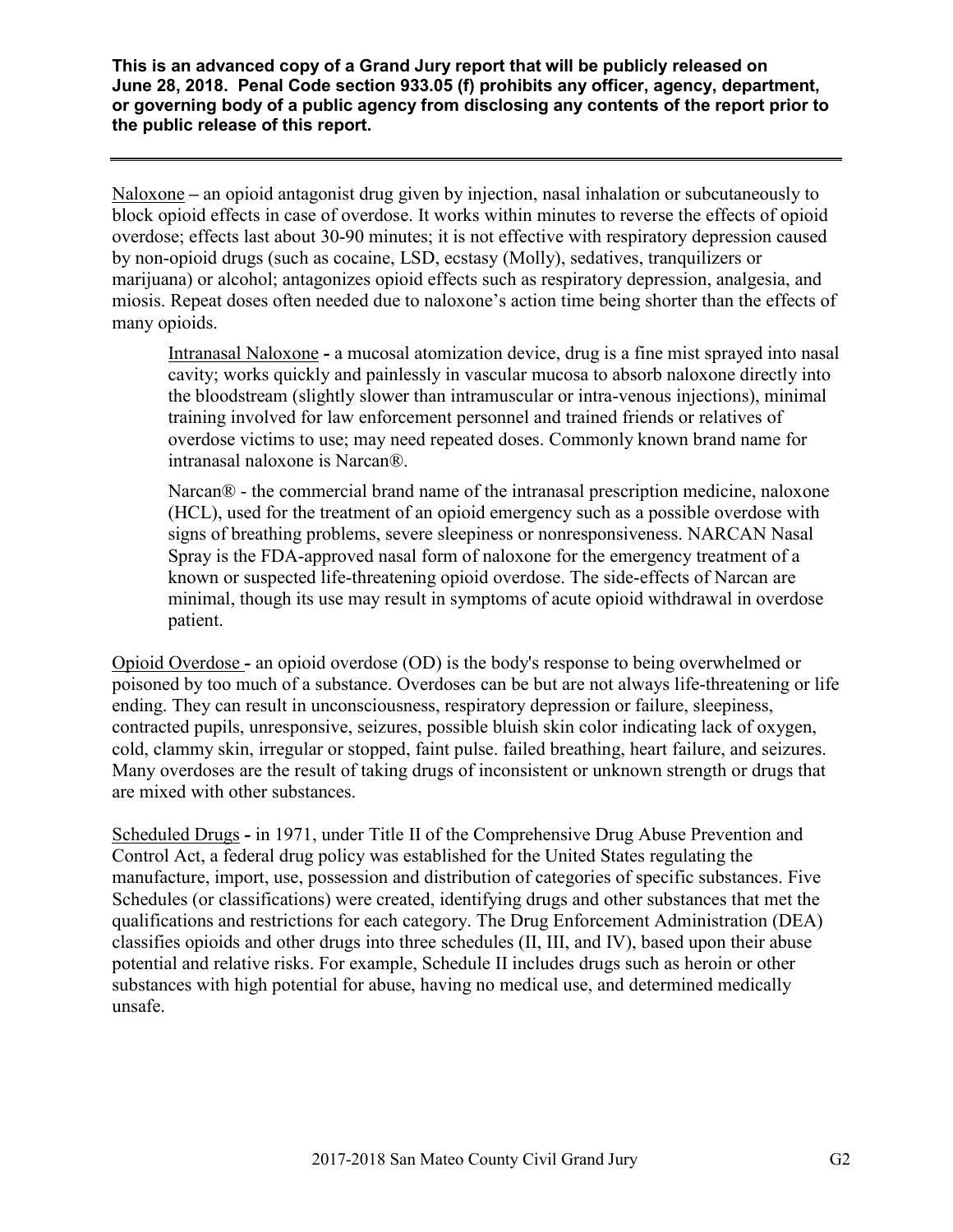**This is an advanced copy of a Grand Jury report that will be publicly released on June 28, 2018. Penal Code section 933.05 (f) prohibits any officer, agency, department, or governing body of a public agency from disclosing any contents of the report prior to the public release of this report.**

---

Naloxone – an opioid antagonist drug given by injection, nasal inhalation or subcutaneously to block opioid effects in case of overdose. It works within minutes to reverse the effects of opioid overdose; effects last about 30-90 minutes; it is not effective with respiratory depression caused by non-opioid drugs (such as cocaine, LSD, ecstasy (Molly), sedatives, tranquilizers or marijuana) or alcohol; antagonizes opioid effects such as respiratory depression, analgesia, and miosis. Repeat doses often needed due to naloxone's action time being shorter than the effects of many opioids.

> Intranasal Naloxone - a mucosal atomization device, drug is a fine mist sprayed into nasal cavity; works quickly and painlessly in vascular mucosa to absorb naloxone directly into the bloodstream (slightly slower than intramuscular or intra-venous injections), minimal training involved for law enforcement personnel and trained friends or relatives of overdose victims to use; may need repeated doses. Commonly known brand name for intranasal naloxone is Narcan®.
>
> Narcan® - the commercial brand name of the intranasal prescription medicine, naloxone (HCL), used for the treatment of an opioid emergency such as a possible overdose with signs of breathing problems, severe sleepiness or nonresponsiveness. NARCAN Nasal Spray is the FDA-approved nasal form of naloxone for the emergency treatment of a known or suspected life-threatening opioid overdose. The side-effects of Narcan are minimal, though its use may result in symptoms of acute opioid withdrawal in overdose patient.

Opioid Overdose - an opioid overdose (OD) is the body's response to being overwhelmed or poisoned by too much of a substance. Overdoses can be but are not always life-threatening or life ending. They can result in unconsciousness, respiratory depression or failure, sleepiness, contracted pupils, unresponsive, seizures, possible bluish skin color indicating lack of oxygen, cold, clammy skin, irregular or stopped, faint pulse. failed breathing, heart failure, and seizures. Many overdoses are the result of taking drugs of inconsistent or unknown strength or drugs that are mixed with other substances.

Scheduled Drugs - in 1971, under Title II of the Comprehensive Drug Abuse Prevention and Control Act, a federal drug policy was established for the United States regulating the manufacture, import, use, possession and distribution of categories of specific substances. Five Schedules (or classifications) were created, identifying drugs and other substances that met the qualifications and restrictions for each category. The Drug Enforcement Administration (DEA) classifies opioids and other drugs into three schedules (II, III, and IV), based upon their abuse potential and relative risks. For example, Schedule II includes drugs such as heroin or other substances with high potential for abuse, having no medical use, and determined medically unsafe.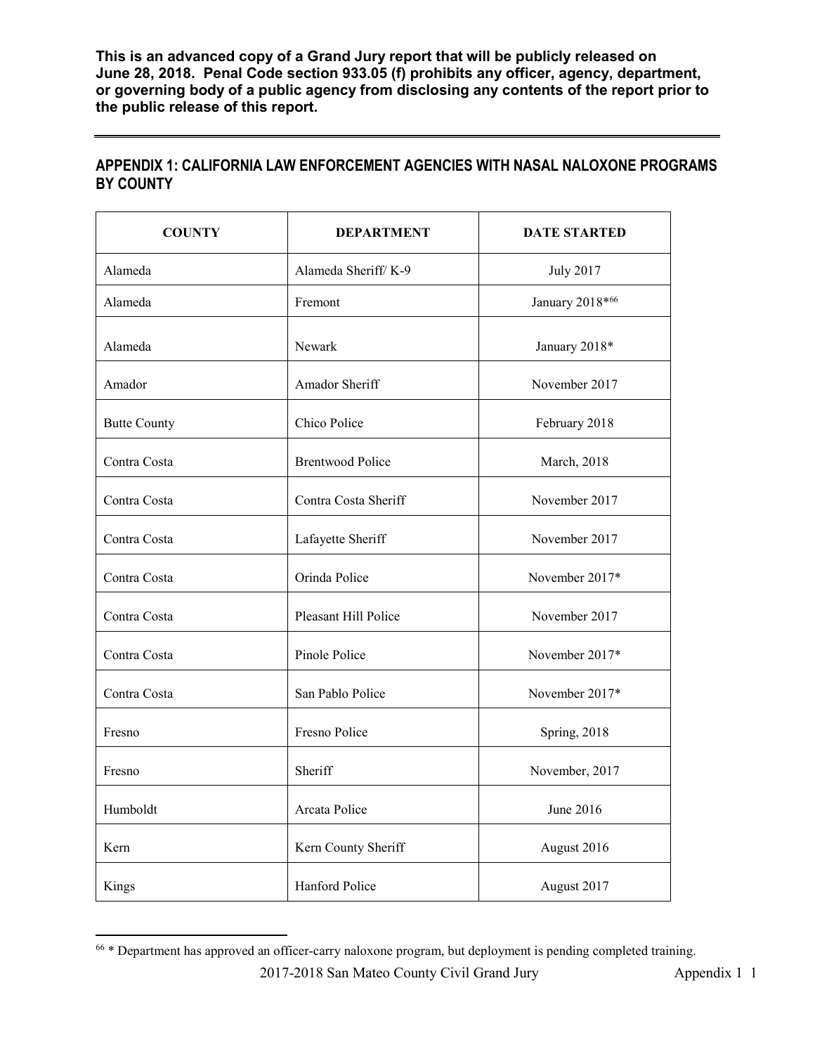**This is an advanced copy of a Grand Jury report that will be publicly released on June 28, 2018. Penal Code section 933.05 (f) prohibits any officer, agency, department, or governing body of a public agency from disclosing any contents of the report prior to the public release of this report.**

---

## APPENDIX 1: CALIFORNIA LAW ENFORCEMENT AGENCIES WITH NASAL NALOXONE PROGRAMS BY COUNTY

| COUNTY | DEPARTMENT | DATE STARTED |
|---|---|---|
| Alameda | Alameda Sheriff/ K-9 | July 2017 |
| Alameda | Fremont | January 2018*[66] |
| Alameda | Newark | January 2018* |
| Amador | Amador Sheriff | November 2017 |
| Butte County | Chico Police | February 2018 |
| Contra Costa | Brentwood Police | March, 2018 |
| Contra Costa | Contra Costa Sheriff | November 2017 |
| Contra Costa | Lafayette Sheriff | November 2017 |
| Contra Costa | Orinda Police | November 2017* |
| Contra Costa | Pleasant Hill Police | November 2017 |
| Contra Costa | Pinole Police | November 2017* |
| Contra Costa | San Pablo Police | November 2017* |
| Fresno | Fresno Police | Spring, 2018 |
| Fresno | Sheriff | November, 2017 |
| Humboldt | Arcata Police | June 2016 |
| Kern | Kern County Sheriff | August 2016 |
| Kings | Hanford Police | August 2017 |

[66] * Department has approved an officer-carry naloxone program, but deployment is pending completed training.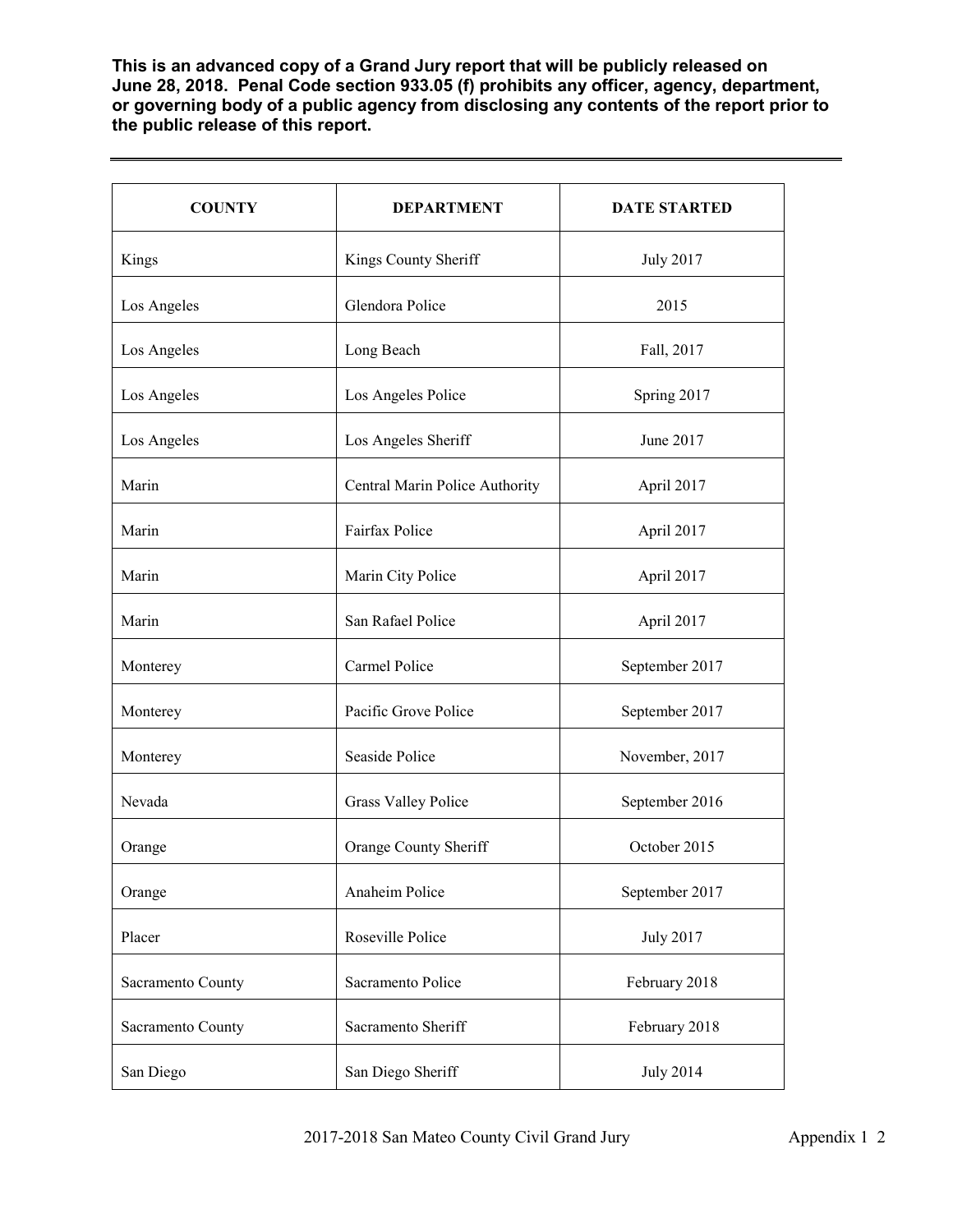**This is an advanced copy of a Grand Jury report that will be publicly released on June 28, 2018. Penal Code section 933.05 (f) prohibits any officer, agency, department, or governing body of a public agency from disclosing any contents of the report prior to the public release of this report.**

| COUNTY | DEPARTMENT | DATE STARTED |
|---|---|---|
| Kings | Kings County Sheriff | July 2017 |
| Los Angeles | Glendora Police | 2015 |
| Los Angeles | Long Beach | Fall, 2017 |
| Los Angeles | Los Angeles Police | Spring 2017 |
| Los Angeles | Los Angeles Sheriff | June 2017 |
| Marin | Central Marin Police Authority | April 2017 |
| Marin | Fairfax Police | April 2017 |
| Marin | Marin City Police | April 2017 |
| Marin | San Rafael Police | April 2017 |
| Monterey | Carmel Police | September 2017 |
| Monterey | Pacific Grove Police | September 2017 |
| Monterey | Seaside Police | November, 2017 |
| Nevada | Grass Valley Police | September 2016 |
| Orange | Orange County Sheriff | October 2015 |
| Orange | Anaheim Police | September 2017 |
| Placer | Roseville Police | July 2017 |
| Sacramento County | Sacramento Police | February 2018 |
| Sacramento County | Sacramento Sheriff | February 2018 |
| San Diego | San Diego Sheriff | July 2014 |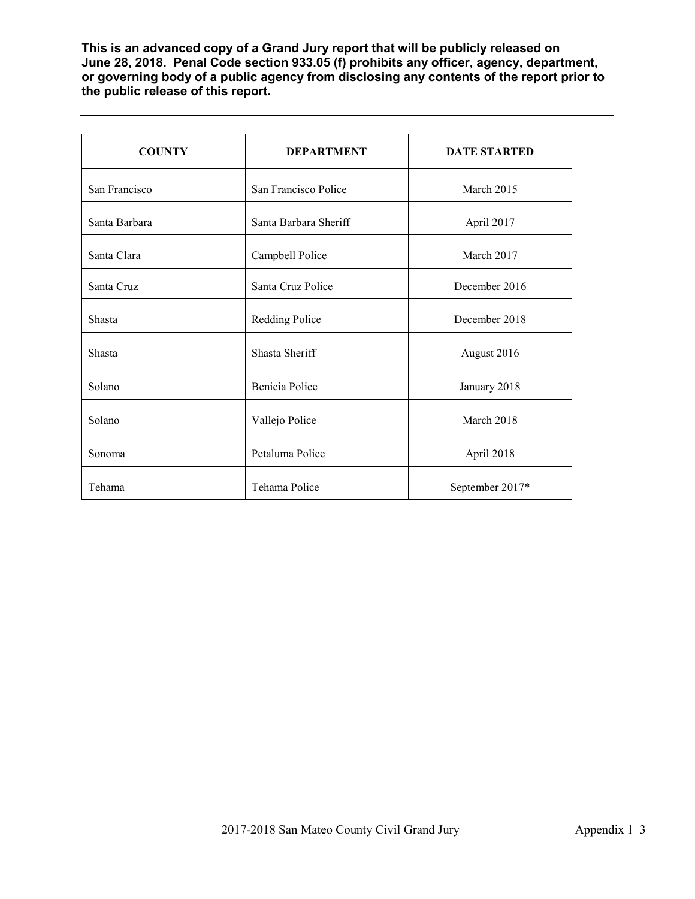**This is an advanced copy of a Grand Jury report that will be publicly released on June 28, 2018. Penal Code section 933.05 (f) prohibits any officer, agency, department, or governing body of a public agency from disclosing any contents of the report prior to the public release of this report.**

---

| COUNTY | DEPARTMENT | DATE STARTED |
|---|---|---|
| San Francisco | San Francisco Police | March 2015 |
| Santa Barbara | Santa Barbara Sheriff | April 2017 |
| Santa Clara | Campbell Police | March 2017 |
| Santa Cruz | Santa Cruz Police | December 2016 |
| Shasta | Redding Police | December 2018 |
| Shasta | Shasta Sheriff | August 2016 |
| Solano | Benicia Police | January 2018 |
| Solano | Vallejo Police | March 2018 |
| Sonoma | Petaluma Police | April 2018 |
| Tehama | Tehama Police | September 2017* |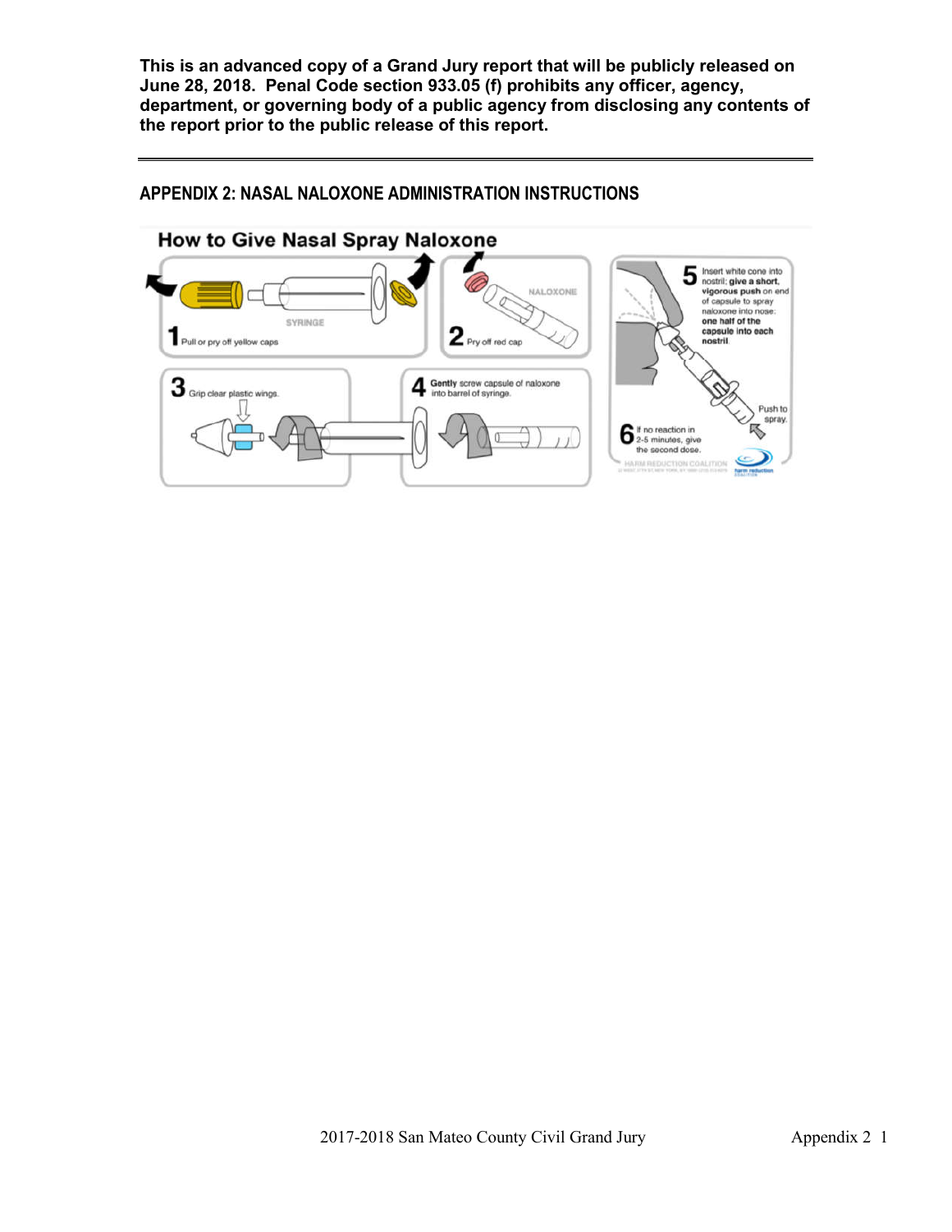**This is an advanced copy of a Grand Jury report that will be publicly released on June 28, 2018. Penal Code section 933.05 (f) prohibits any officer, agency, department, or governing body of a public agency from disclosing any contents of the report prior to the public release of this report.**

## APPENDIX 2: NASAL NALOXONE ADMINISTRATION INSTRUCTIONS

How to Give Nasal Spray Naloxone

1 Pull or pry off yellow caps

SYRINGE

2 Pry off red cap

NALOXONE

3 Grip clear plastic wings.

4 **Gently** screw capsule of naloxone into barrel of syringe.

5 Insert white cone into nostril; **give a short, vigorous push** on end of capsule to spray naloxone into nose: **one half of the capsule into each nostril.**

Push to spray.

6 If no reaction in 2-5 minutes, give the second dose.

HARM REDUCTION COALITION